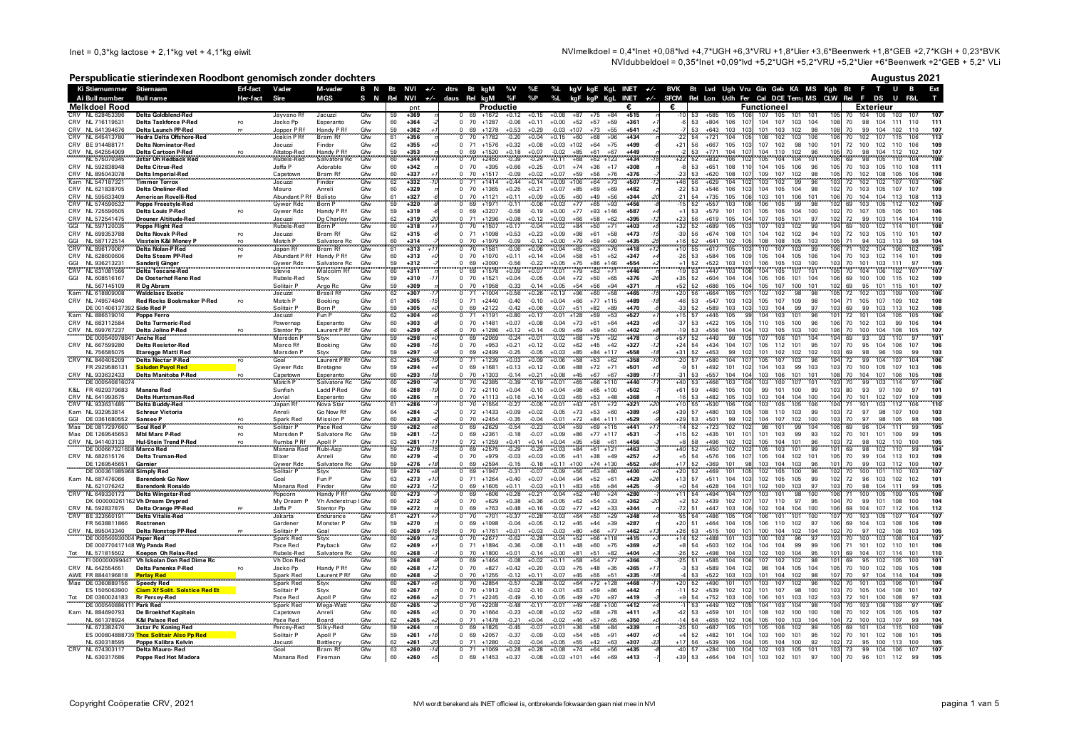Inet = 0,3*kg lactose + 2,1*kg vet + 4,1*kg eiwit

NVImelkdoel = 0,4*Inet +0,08*lvd +4,7*UGH +6,3*VRU +1,8*Uier +3,6*Beenwerk +1,8*GEB +2,7*KGH + 0,23*BVK
NVIdubbeldoel = 0,35*Inet +0,09*lvd +5,2*UGH +5,2*VRU +5,2*Uier +6*Beenwerk +2*GEB + 5,2* VLi

# Perspublicatie stierindexen Roodbont genomisch zonder dochters

**Augustus 2021**

| Ki Stiernummer | Stiernaam | Erf-fact | Vader | M-vader | B N | Bt | NVI | +/- | dtrs | Bt | kgM | %V | %E | %L | kgV | kgE | KgL | INET | +/- | BVK | Bt | Lvd | Ugh | Vru | Gin | Geb | KA | MS | Kgh | Bt | F | T | U | B | Ext |
|---|---|---|---|---|---|---|---|---|---|---|---|---|---|---|---|---|---|---|---|---|---|---|---|---|---|---|---|---|---|---|---|---|---|---|---|
| Ai Bull number | Bull name | Her-fact | Sire | MGS | S N | Rel | NVI | +/- | daus | Rel | kgM | %F | %P | %L | kgF | kgP | KgL | INET | +/- | SFCM | Rel | Lon | Udh | Fer | Cal | DCE | Tem | MS | CLW | Rel | F | DS | U | F&L | T |
| **Melkoel Rood** | | | | | | | pnt | | | | **Productie** | | | | | | | € | | € | | **Functioneel** | | | | | | | | | **Exterieur** | | | | |
| CRV NL 628453396 | Delta Goldblend-Red | | Jayvano Rf | Jacuzzi | Gfw | 59 | +369 | | 0 | 69 | +1672 | +0.12 | +0.15 | +0.08 | +87 | +75 | +84 | +515 | | -10 | 53 | +585 | 105 | 106 | 107 | 105 | 101 | 101 | 105 | 70 | 104 | 106 | 103 | 107 | 107 |
| CRV NL 716119531 | Delta Taskforce P-Red | PO | Jacko Pp | Esperanto | Gfw | 60 | +364 | -2 | 0 | 70 | +1287 | -0.06 | +0.11 | +0.00 | +52 | +57 | +59 | +361 | | -6 | 53 | +804 | 106 | 107 | 104 | 107 | 103 | 104 | 108 | 70 | 98 | 104 | 111 | 110 | 111 |
| CRV NL 641394676 | Delta Launch PP-Red | PP | Jopper P Rf | Handy P Rf | Gfw | 59 | +362 | +1 | 0 | 69 | +1278 | +0.53 | +0.29 | -0.03 | +107 | +73 | +55 | +541 | | 7 | 53 | +643 | 103 | 103 | 101 | 103 | 102 | 98 | 106 | 70 | 99 | 104 | 102 | 110 | 107 |
| CRV NL 645413780 | Hedra Delta Offshore-Red | | Joskin P Rf | Bram Rf | Gfw | 61 | +356 | | 0 | 70 | +1782 | -0.20 | +0.04 | +0.15 | +60 | +68 | +96 | +434 | | -22 | 54 | +721 | 104 | 105 | 108 | 102 | 103 | 106 | 106 | 70 | 102 | 107 | 115 | 106 | 113 |
| CRV BE 914488171 | Delta Nominator-Red | | Jacuzzi | Finder | Gfw | 62 | +355 | +0 | 0 | 71 | +1576 | +0.32 | +0.08 | +0.03 | +102 | +64 | +75 | +499 | | +21 | 56 | +667 | 105 | 103 | 107 | 102 | 98 | 100 | 101 | 72 | 100 | 102 | 110 | 106 | 109 |
| CRV NL 642554909 | Delta Cartoon P-Red | PO | Altatop-Red | Handy P Rf | Gfw | 59 | +353 | | 0 | 69 | +1520 | +0.18 | +0.07 | -0.02 | +85 | +61 | +67 | +449 | | -2 | 53 | +771 | 104 | 107 | 104 | 110 | 102 | 96 | 105 | 70 | 98 | 104 | 112 | 102 | 107 |
| CRV NL 750070388 | 3star Oh Headdeck Red | | Hubris-Red | Salvatore Rc | Gfw | 60 | +344 | +1 | 0 | 70 | +2350 | -0.38 | +0.04 | +0.11 | +66 | +87 | +102 | +525 | | +42 | 54 | +622 | 106 | 104 | 106 | 104 | 104 | 101 | 105 | 69 | 98 | 105 | 107 | 105 | 108 |
| CRV NL 592838948 | Delta Citrus-Red | | Jaffa P | Adorable | Gfw | 60 | +342 | | 0 | 70 | +395 | +0.66 | +0.25 | -0.01 | +74 | +36 | +17 | +308 | | -8 | 53 | +651 | 108 | 110 | 104 | 105 | 106 | 96 | 105 | 70 | 103 | 105 | 110 | 108 | 111 |
| CRV NL 895043078 | Delta Imperial-Red | | Capetown | Bram Rf | Gfw | 60 | +337 | +1 | 0 | 70 | +1517 | -0.09 | +0.02 | +0.07 | +59 | +56 | +76 | +376 | | -23 | 53 | +620 | 108 | 107 | 109 | 107 | 102 | 98 | 106 | 70 | 102 | 108 | 105 | 106 | 108 |
| Kam NL 547187321 | Timmer Torrox | | Jacuzzi | Finder | Gfw | 62 | +332 | -10 | 0 | 71 | +1414 | +0.44 | +0.14 | +0.09 | +106 | +64 | +73 | +507 | -12 | +46 | 56 | +629 | 104 | 102 | 103 | 102 | 99 | 96 | 103 | 72 | 102 | 102 | 107 | 103 | 106 |
| CRV NL 621838705 | Delta Oneliner-Red | | Mauro | Anreli | Gfw | 60 | +329 | | 0 | 70 | +1365 | +0.25 | +0.21 | +0.07 | +85 | +69 | +69 | +482 | | -22 | 53 | +546 | 106 | 103 | 105 | 104 | 98 | 102 | 102 | 70 | 103 | 105 | 107 | 107 | 109 |
| CRV NL 595633409 | American Rovelli-Red | | Abundant P Rf | Balisto | Gfw | 61 | +327 | | 0 | 70 | +1121 | +0.11 | +0.09 | +0.05 | +60 | +49 | +56 | +364 | -20 | -21 | 54 | +735 | 105 | 106 | 103 | 101 | 106 | 101 | 106 | 70 | 104 | 104 | 113 | 108 | 113 |
| CRV NL 574590532 | Poppe Freestyle-Red | | Gywer Rdc | Born P | Gfw | 59 | +320 | | 0 | 69 | +1971 | -0.11 | -0.06 | +0.03 | +77 | +65 | +93 | +456 | | -15 | 52 | +557 | 103 | 106 | 106 | 105 | 99 | 98 | 102 | 69 | 103 | 105 | 112 | 102 | 109 |
| CRV NL 725590505 | Delta Louis P-Red | PO | Gywer Rdc | Handy P Rf | Gfw | 59 | +319 | | 0 | 69 | +3207 | -0.58 | -0.19 | +0.00 | +77 | +93 | +146 | +587 | +4 | +1 | 53 | +579 | 101 | 101 | 105 | 106 | 104 | 100 | 102 | 70 | 107 | 105 | 105 | 101 | 106 |
| CRV NL 572541475 | Drouner Altitude-Red | | Jacuzzi | Dg Charley | Gfw | 62 | +319 | -20 | 0 | 71 | +1296 | +0.08 | +0.12 | +0.03 | +66 | +58 | +62 | +395 | -12 | +23 | 56 | +619 | 105 | 104 | 107 | 105 | 101 | 97 | 102 | 72 | 99 | 103 | 114 | 104 | 110 |
| GGI NL 597120035 | Poppe Flight Red | | Rubels-Red | Born P | Gfw | 60 | +318 | +1 | 0 | 70 | +1507 | -0.17 | -0.04 | +0.02 | +54 | +50 | +71 | +403 | +9 | +32 | 52 | +689 | 105 | 103 | 107 | 103 | 102 | 99 | 104 | 69 | 100 | 102 | 114 | 101 | 108 |
| CRV NL 699353788 | Delta Novak P-Red | PO | Jacuzzi | Bram Rf | Gfw | 62 | +315 | -6 | 0 | 71 | +1098 | +0.53 | +0.23 | +0.09 | +98 | +61 | +58 | +473 | -15 | -39 | 56 | +674 | 108 | 101 | 104 | 102 | 102 | 94 | 103 | 72 | 103 | 105 | 110 | 101 | 107 |
| GGI NL 587172514 | Visstein K&I Money P | PO | Match P | Salvatore Rc | Gfw | 60 | +314 | -2 | 0 | 70 | +1979 | -0.09 | -0.12 | +0.00 | +79 | +59 | +90 | +435 | -25 | +16 | 52 | +641 | 102 | 105 | 108 | 108 | 105 | 103 | 105 | 71 | 94 | 103 | 113 | 98 | 104 |
| CRV NL 898170067 | Delta Nolan-P Red | PO | Japan Rf | Bram Rf | Gfw | 61 | +313 | +11 | 0 | 70 | +1581 | -0.06 | +0.06 | +0.04 | +65 | +63 | +76 | +419 | +12 | +10 | 55 | +617 | 105 | 103 | 110 | 107 | 103 | 99 | 106 | 71 | 102 | 104 | 106 | 102 | 105 |
| CRV NL 628600606 | Delta Steam PP-Red | PP | Abundant P Rf | Handy P Rf | Gfw | 60 | +313 | +0 | 0 | 70 | +1070 | +0.11 | +0.14 | +0.04 | +58 | +51 | +52 | +347 | +4 | -26 | 53 | +584 | 106 | 109 | 105 | 104 | 105 | 106 | 104 | 70 | 103 | 102 | 114 | 101 | 109 |
| GGI NL 936213231 | Sanderij Ginger | | Gywer Rdc | Salvatore Rc | Gfw | 59 | +312 | | 0 | 69 | +3090 | -0.56 | -0.22 | +0.05 | +75 | +86 | +146 | +554 | | +1 | 52 | +522 | 103 | 101 | 106 | 105 | 103 | 100 | 103 | 70 | 101 | 103 | 111 | 97 | 105 |
| CRV NL 631081566 | Delta Toscane-Red | | Stevie | Malcolm Rf | Gfw | 60 | +311 | | 0 | 69 | +1578 | +0.09 | +0.07 | -0.01 | +79 | +63 | +71 | +446 | | -19 | 53 | +447 | 103 | 106 | 104 | 105 | 107 | 101 | 105 | 70 | 104 | 106 | 102 | 101 | 107 |
| GGI NL 608516167 | De Oosterhof Reno Red | | Rubels-Red | Styx | Gfw | 60 | +310 | -11 | 0 | 70 | +1521 | +0.04 | -0.05 | -0.04 | +72 | +55 | +65 | +376 | -26 | +35 | 52 | +604 | 104 | 105 | 106 | 101 | 104 | 106 | 104 | 69 | 100 | 100 | 115 | 102 | 109 |
| NL 567145109 | R Dg Abram | | Solitair P | Argo Rc | Gfw | 59 | +309 | | 0 | 69 | +1958 | -0.33 | -0.14 | +0.05 | +54 | +56 | +94 | +371 | | +52 | 52 | +686 | 105 | 104 | 105 | 107 | 100 | 101 | 102 | 69 | 95 | 101 | 115 | 101 | 107 |
| Kam NL 618809008 | Waldclass Exotic | | Jacuzzi | Brasil Rf | Gfw | 62 | +307 | -7 | 0 | 71 | +1004 | +0.56 | +0.26 | +0.13 | +96 | +60 | +58 | +465 | -15 | +20 | 56 | +664 | 105 | 101 | 102 | 102 | 98 | 98 | 105 | 72 | 102 | 103 | 109 | 100 | 106 |
| CRV NL 749574840 | Red Rocks Bookmaker P-Red | PO | Match P | Booking | Gfw | 61 | +305 | | 0 | 71 | +2440 | -0.40 | -0.10 | +0.04 | +66 | +77 | +115 | +489 | -18 | -46 | 53 | +547 | 103 | 105 | 107 | 109 | 98 | 104 | 104 | 71 | 105 | 107 | 109 | 102 | 108 |
| DE 001406137392 | Sido Red P | | Solitair P | Born P | Gfw | 59 | +305 | +0 | 0 | 69 | +2122 | -0.42 | -0.06 | -0.07 | +51 | +82 | +89 | +470 | +5 | -33 | 52 | +589 | 103 | 103 | 104 | 99 | 97 | 97 | 102 | 69 | 99 | 103 | 113 | 102 | 108 |
| Kam NL 886519010 | Poppe Ferro | | Jacuzzi | Fun P | Gfw | 62 | +304 | +6 | 0 | 71 | +1191 | +0.80 | +0.17 | -0.01 | +128 | +59 | +53 | +527 | +1 | +15 | 57 | +445 | 105 | 99 | 104 | 103 | 101 | 96 | 101 | 72 | 101 | 104 | 105 | 105 | 106 |
| CRV NL 683112584 | Delta Turmeric-Red | | Powernap | Esperanto | Gfw | 60 | +303 | | 0 | 70 | +1481 | +0.07 | +0.08 | -0.04 | +73 | +61 | +64 | +423 | +4 | -37 | 53 | +422 | 105 | 105 | 110 | 105 | 100 | 96 | 106 | 70 | 102 | 103 | 99 | 106 | 104 |
| CRV NL 699767237 | Delta Jolino P-Red | PO | Stentor Pp | Laurent P Rf | Gfw | 60 | +299 | | 0 | 70 | +1286 | +0.12 | +0.14 | -0.09 | +69 | +59 | +50 | +402 | +8 | -19 | 53 | +556 | 104 | 104 | 103 | 105 | 103 | 100 | 106 | 70 | 100 | 104 | 108 | 105 | 107 |
| DE 000540978841 | Anche Red | | Marsden P | Styx | Gfw | 59 | +298 | +2 | 0 | 69 | +2069 | -0.24 | -0.01 | -0.02 | +68 | +75 | +82 | +478 | +5 | +57 | 52 | +449 | 99 | 105 | 107 | 106 | 101 | 104 | 104 | 69 | 93 | 93 | 110 | 97 | 101 |
| CRV NL 667599280 | Delta Resistor-Red | | Marco Rf | Booking | Gfw | 60 | +298 | -16 | 0 | 70 | +953 | +0.21 | +0.12 | -0.02 | +62 | +45 | +42 | +327 | -12 | +24 | 54 | +434 | 104 | 107 | 105 | 112 | 101 | 95 | 107 | 70 | 95 | 104 | 106 | 107 | 106 |
| NL 756585075 | Etaregge Matti Red | | Marsden P | Styx | Gfw | 59 | +297 | -5 | 0 | 69 | +2499 | -0.25 | -0.05 | +0.03 | +85 | +84 | +117 | +558 | -18 | +31 | 52 | +453 | 99 | 102 | 101 | 102 | 102 | 102 | 103 | 69 | 98 | 96 | 109 | 99 | 103 |
| CRV NL 840405209 | Delta Nectar P-Red | PO | Goal | Laurent P Rf | Gfw | 63 | +295 | -19 | 0 | 71 | +1239 | +0.03 | +0.09 | +0.06 | +58 | +53 | +62 | +358 | -10 | -20 | 57 | +580 | 104 | 107 | 105 | 107 | 103 | 96 | 104 | 72 | 99 | 104 | 107 | 104 | 106 |
| FR 2929586131 | Saluden Puyol Red | | Gywer Rdc | Bretagne | Gfw | 59 | +294 | +4 | 0 | 69 | +1681 | +0.13 | +0.12 | -0.06 | +88 | +72 | +71 | +501 | +6 | -9 | 51 | +492 | 101 | 102 | 104 | 103 | 99 | 103 | 103 | 70 | 100 | 105 | 107 | 103 | 106 |
| CRV NL 933632433 | Delta Manitoba P-Red | PO | Capetown | Esperanto | Gfw | 60 | +293 | -18 | 0 | 70 | +1303 | -0.14 | +0.21 | +0.08 | +45 | +67 | +67 | +389 | -11 | -31 | 53 | +557 | 104 | 103 | 106 | 101 | 101 | 101 | 108 | 70 | 104 | 107 | 106 | 105 | 108 |
| DE 000540816074 | | | Match P | Salvatore Rc | Gfw | 60 | +290 | -4 | 0 | 70 | +2385 | -0.39 | -0.19 | +0.01 | +65 | +68 | +110 | +440 | -11 | +40 | 53 | +466 | 103 | 103 | 100 | 107 | 101 | 103 | 103 | 70 | 99 | 103 | 114 | 97 | 106 |
| K&L FR 4929379683 | Manana Red | | Sunfish | Ladd P-Red | Gfw | 66 | +288 | -19 | 0 | 72 | +2110 | -0.04 | -0.10 | +0.04 | +98 | +65 | +100 | +502 | | +61 | 59 | +480 | 105 | 100 | 99 | 101 | 100 | 99 | 103 | 80 | 93 | 97 | 109 | 97 | 101 |
| CRV NL 641993675 | Delta Huntsman-Red | | Jovial | Esperanto | Gfw | 60 | +286 | | 0 | 70 | +1113 | +0.16 | +0.14 | -0.03 | +65 | +53 | +48 | +368 | | -16 | 53 | +482 | 105 | 103 | 103 | 104 | 104 | 100 | 104 | 70 | 101 | 102 | 107 | 109 | 109 |
| CRV NL 933631485 | Delta Buddy-Red | | Japan Rf | Nova Star | Gfw | 61 | +286 | | 0 | 70 | +1554 | -0.27 | -0.05 | +0.07 | +43 | +51 | +72 | +321 | +20 | +10 | 55 | +530 | 106 | 104 | 103 | 105 | 105 | 106 | 104 | 71 | 101 | 103 | 112 | 106 | 110 |
| Kam NL 932953814 | Schreur Victoria | | Anreli | Go Now Rf | Gfw | 64 | +284 | -2 | 0 | 72 | +1433 | +0.09 | +0.02 | -0.05 | +73 | +53 | +60 | +389 | +9 | +39 | 57 | +480 | 103 | 105 | 108 | 110 | 103 | 99 | 103 | 72 | 97 | 98 | 107 | 100 | 103 |
| GGI DE 0361680552 | Sanseo P | PO | Spark Red | Mission P | Gfw | 60 | +283 | -4 | 0 | 70 | +2454 | -0.35 | -0.04 | -0.01 | +72 | +84 | +111 | +529 | -8 | +29 | 53 | +501 | 99 | 102 | 104 | 107 | 102 | 100 | 103 | 70 | 97 | 98 | 105 | 98 | 100 |
| Mas DE 0817297660 | Soul Red P | PO | Solitair P | Pace Red | Gfw | 59 | +282 | +6 | 0 | 69 | +2629 | -0.54 | -0.23 | -0.04 | +59 | +69 | +115 | +441 | +11 | -14 | 52 | +723 | 102 | 102 | 98 | 101 | 99 | 104 | 106 | 69 | 96 | 104 | 111 | 99 | 105 |
| Mas DE 1269545653 | Mbl Mars P-Red | PO | Marsden P | Salvatore Rc | Gfw | 59 | +281 | -12 | 0 | 69 | +2361 | -0.18 | -0.07 | +0.09 | +86 | +77 | +117 | +531 | -5 | +15 | 52 | +435 | 101 | 101 | 101 | 103 | 99 | 93 | 102 | 70 | 101 | 101 | 109 | 99 | 105 |
| CRV NL 941403133 | Hul-Stein Trend P-Red | PO | Rumba P Rf | Apoll P | Gfw | 63 | +281 | -11 | 0 | 72 | +1259 | +0.41 | +0.14 | +0.04 | +95 | +58 | +61 | +456 | -3 | +8 | 58 | +496 | 102 | 102 | 105 | 104 | 101 | 96 | 103 | 72 | 98 | 102 | 110 | 100 | 105 |
| DE 000687321608 | Marco Red | | Manana Red | Rubi-Asp | Gfw | 59 | +279 | -15 | 0 | 69 | +2575 | -0.29 | -0.29 | +0.03 | +84 | +61 | +121 | +463 | -3 | +40 | 52 | +450 | 102 | 102 | 105 | 103 | 101 | 99 | 101 | 69 | 98 | 102 | 110 | 99 | 104 |
| CRV NL 682615176 | Delta Truman-Red | | Eliser | Anreli | Gfw | 60 | +279 | -4 | 0 | 70 | +979 | -0.03 | +0.03 | -0.05 | +41 | +38 | +49 | +257 | +2 | +5 | 54 | +576 | 106 | 107 | 105 | 104 | 102 | 101 | 105 | 70 | 99 | 104 | 113 | 103 | 109 |
| DE 1269545651 | Garnier | | Gywer Rdc | Salvatore Rc | Gfw | 59 | +276 | +18 | 0 | 69 | +2594 | -0.15 | -0.18 | +0.11 | +100 | +74 | +130 | +552 | +84 | +17 | 52 | +369 | 101 | 98 | 103 | 104 | 103 | 96 | 101 | 70 | 99 | 103 | 112 | 100 | 107 |
| DE 000361985968 | Simply Red | | Solitair P | Styx | Gfw | 59 | +276 | +8 | 0 | 69 | +1947 | -0.31 | -0.07 | -0.09 | +56 | +63 | +80 | +400 | +0 | +20 | 52 | +469 | 101 | 105 | 102 | 105 | 100 | 96 | 102 | 70 | 100 | 101 | 110 | 103 | 107 |
| Kam NL 687476066 | Barendonk Go Now | | Goal | Fun P | Gfw | 63 | +273 | +10 | 0 | 71 | +1264 | +0.42 | +0.07 | +0.04 | +94 | +52 | +61 | +429 | +26 | +13 | 57 | +511 | 104 | 103 | 102 | 105 | 105 | 99 | 102 | 72 | 96 | 103 | 102 | 102 | 101 |
| NL 621076242 | Barendonk Ronaldo | | Manana Red | Finder | Gfw | 60 | +273 | -12 | 0 | 69 | +1605 | -0.11 | -0.03 | +0.11 | +83 | +55 | +84 | +425 | -8 | +0 | 54 | +628 | 104 | 104 | 101 | 102 | 100 | 103 | 97 | 70 | 98 | 104 | 111 | 99 | 105 |
| CRV NL 649330173 | Delta Wingstar-Red | | Popcorn | Handy P Rf | Gfw | 60 | +273 | | 0 | 69 | +606 | +0.28 | +0.21 | -0.04 | +52 | +40 | +24 | +280 | | +11 | 54 | +494 | 104 | 107 | 103 | 101 | 98 | 100 | 108 | 71 | 100 | 105 | 109 | 105 | 108 |
| DK 000000261162 | Vh Dream Dryped | | My Dream P | Vh Anderstrup I | Gfw | 60 | +272 | | 0 | 70 | +629 | +0.38 | +0.36 | +0.05 | +62 | +54 | +33 | +362 | -20 | +2 | 52 | +439 | 102 | 107 | 107 | 110 | 97 | 95 | 104 | 70 | 99 | 101 | 108 | 100 | 104 |
| CRV NL 592837875 | Delta Orange PP-Red | PP | Jaffa P | Stentor Pp | Gfw | 59 | +272 | | 0 | 69 | +763 | +0.48 | +0.16 | -0.02 | +77 | +42 | +33 | +344 | | -72 | 51 | +447 | 103 | 106 | 102 | 104 | 104 | 100 | 106 | 69 | 104 | 107 | 112 | 106 | 112 |
| CRV BE 323560191 | Delta Vitalis-Red | | Jakarta | Endurance | Gfw | 61 | +271 | +7 | 0 | 70 | +701 | +0.37 | +0.28 | -0.03 | +64 | +50 | +29 | +348 | +4 | -55 | 54 | +486 | 105 | 104 | 106 | 101 | 101 | 100 | 107 | 70 | 103 | 105 | 107 | 104 | 107 |
| FR 5638811866 | Rostrenen | | Gardener | Monster P | Gfw | 59 | +270 | | 0 | 69 | +1098 | -0.04 | +0.05 | -0.12 | +45 | +44 | +39 | +287 | | +20 | 51 | +464 | 104 | 105 | 106 | 110 | 102 | 96 | 103 | 69 | 104 | 103 | 105 | 101 | 106 |
| CRV NL 895043340 | Delta Nonstop PP-Red | PP | Solitair P | Goal | Gfw | 60 | +269 | +15 | 0 | 70 | +1761 | +0.01 | +0.03 | -0.03 | +80 | +66 | +77 | +462 | +13 | +26 | 53 | +515 | 100 | 101 | 100 | 102 | 104 | 102 | 102 | 70 | 97 | 102 | 108 | 103 | 105 |
| DE 000540930004 | Paper Red | | Spark Red | Styx | Gfw | 60 | +269 | +3 | 0 | 70 | +2877 | -0.62 | -0.28 | -0.04 | +52 | +66 | +118 | +415 | +3 | +14 | 52 | +488 | 101 | 103 | 100 | 103 | 96 | 97 | 103 | 70 | 100 | 103 | 108 | 104 | 107 |
| DE 000770417148 | Wg Panda Red | | Pace Red | Payback | Gfw | 62 | +269 | +1 | 0 | 71 | +1894 | -0.36 | -0.08 | -0.11 | +48 | +60 | +75 | +369 | +2 | +8 | 54 | +503 | 102 | 104 | 104 | 104 | 99 | 99 | 106 | 71 | 102 | 101 | 103 | 101 | 103 |
| Tot NL 571815502 | Koepon Oh Relax-Red | | Rubels-Red | Salvatore Rc | Gfw | 60 | +268 | -1 | 0 | 70 | +1800 | +0.01 | -0.14 | +0.00 | +81 | +51 | +82 | +404 | +3 | -26 | 52 | +498 | 104 | 103 | 102 | 100 | 104 | 95 | 101 | 69 | 104 | 107 | 114 | 101 | 110 |
| FI 000000099447 | Vh Iskolan Don Red Dime Rc | | Vh Don Red | | Gfw | 59 | +268 | | 0 | 69 | +1464 | -0.08 | +0.02 | +0.11 | +58 | +54 | +77 | +366 | | -25 | 51 | +585 | 104 | 108 | 107 | 107 | 102 | 98 | 101 | 69 | 95 | 102 | 105 | 100 | 101 |
| CRV NL 642554651 | Delta Panenka P-Red | PO | Jacko Pp | Handy P Rf | Gfw | 60 | +268 | +12 | 0 | 70 | +827 | +0.42 | +0.20 | -0.03 | +75 | +48 | +35 | +365 | +11 | -3 | 53 | +589 | 104 | 102 | 98 | 104 | 105 | 104 | 105 | 70 | 100 | 102 | 109 | 105 | 108 |
| AWE FR 8844196818 | Perlay Red | | Spark Red | Laurent P Rf | Gfw | 60 | +268 | +0 | 0 | 70 | +1255 | -0.12 | +0.11 | -0.07 | +45 | +55 | +51 | +335 | -18 | -4 | 53 | +522 | 103 | 103 | 101 | 104 | 102 | 98 | 107 | 70 | 97 | 104 | 114 | 104 | 109 |
| Mas DE 0360889156 | Speedy Red | | Spark Red | Styx | Gfw | 60 | +267 | +6 | 0 | 70 | +2854 | -0.57 | -0.28 | -0.02 | +64 | +72 | +128 | +468 | +1 | +20 | 52 | +490 | 101 | 101 | 103 | 107 | 102 | 96 | 102 | 70 | 101 | 103 | 115 | 100 | 104 |
| ES 1505063900 | Ciam Xf Solit. Solstice Red Et | | Solitair P | Styx | Gfw | 60 | +267 | | 0 | 70 | +1913 | -0.02 | -0.10 | -0.01 | +83 | +59 | +86 | +442 | | -11 | 52 | +539 | 102 | 102 | 101 | 107 | 98 | 100 | 103 | 70 | 105 | 104 | 108 | 101 | 107 |
| Tot DE 0360024183 | Rr Percey-Red | | Pace Red | Apoll P | Gfw | 62 | +266 | +2 | 0 | 71 | +2245 | -0.49 | -0.10 | -0.05 | +49 | +70 | +97 | +419 | +9 | -9 | 54 | +752 | 103 | 100 | 104 | 106 | 101 | 103 | 102 | 72 | 101 | 100 | 108 | 97 | 103 |
| DE 000540886111 | Park Red | | Spark Red | Mega-Watt | Gfw | 60 | +265 | -2 | 0 | 70 | +2208 | -0.48 | -0.11 | -0.01 | +49 | +68 | +100 | +412 | +4 | -1 | 53 | +449 | 102 | 105 | 104 | 103 | 104 | 98 | 104 | 70 | 100 | 103 | 106 | 99 | 104 |
| Kam NL 884690793 | De Broekhof Kapitein | | Capetown | Anreli | Gfw | 60 | +265 | +0 | 0 | 70 | +1664 | -0.23 | +0.08 | +0.02 | +52 | +68 | +78 | +411 | +3 | -42 | 53 | +459 | 101 | 101 | 106 | 102 | 100 | 100 | 104 | 70 | 102 | 105 | 105 | 105 | 107 |
| NL 661378924 | K&I Palace Red | | Pace Red | Board | Gfw | 62 | +265 | +5 | 0 | 71 | +1478 | -0.21 | +0.04 | -0.02 | +46 | +57 | +65 | +354 | +5 | -14 | 54 | +465 | 102 | 107 | 103 | 104 | 104 | 102 | 104 | 72 | 100 | 103 | 107 | 99 | 104 |
| NL 673362470 | 3star Pc Koning Red | | Percey-Red | Silky-Red | Gfw | 59 | +264 | | 0 | 69 | +1825 | -0.45 | -0.07 | +0.01 | +36 | +58 | +84 | +339 | | -25 | 50 | +687 | 105 | 101 | 105 | 106 | 102 | 99 | 101 | 69 | 101 | 104 | 115 | 100 | 107 |
| ES 000804888739 | Thos Solitair Also Pp Red | | Solitair P | Apoll P | Gfw | 59 | +261 | +16 | 0 | 69 | +2057 | -0.37 | -0.09 | -0.03 | +54 | +65 | +91 | +407 | +0 | +4 | 52 | +482 | 101 | 104 | 103 | 101 | 101 | 103 | 102 | 70 | 101 | 102 | 108 | 101 | 105 |
| NL 630318595 | Poppe Kalibra Kevin | | Pace Red | Battlecry | Gfw | 62 | +261 | -20 | 0 | 71 | +1280 | -0.02 | -0.04 | +0.05 | +55 | +42 | +63 | +307 | -33 | +17 | 56 | +539 | 106 | 104 | 106 | 104 | 104 | 104 | 102 | 72 | 95 | 100 | 113 | 100 | 105 |
| CRV NL 674303117 | Delta Mauro-Red | | Goal | Bram Rf | Gfw | 63 | +260 | -14 | 0 | 71 | +1069 | +0.28 | +0.08 | +0.08 | +74 | +64 | +56 | +435 | +4 | -40 | 57 | +284 | 100 | 102 | 103 | 105 | 101 | 103 | 103 | 73 | 99 | 104 | 106 | 107 | 107 |
| NL 630317686 | Poppe Red Madora | | Manana Red | Fireman | Gfw | 60 | +260 | +5 | 0 | 69 | +1453 | +0.37 | -0.08 | +0.03 | +101 | +44 | +69 | +413 | -1 | +39 | 53 | +464 | 104 | 101 | 103 | 102 | 101 | 97 | 100 | 70 | 96 | 101 | 112 | 99 | 105 |

NVI wordt berekend als INET (€) niet officieel is, ontbrekende fokwaarden gaan niet mee in NVI

Copyright Coöperatie CRV, 2021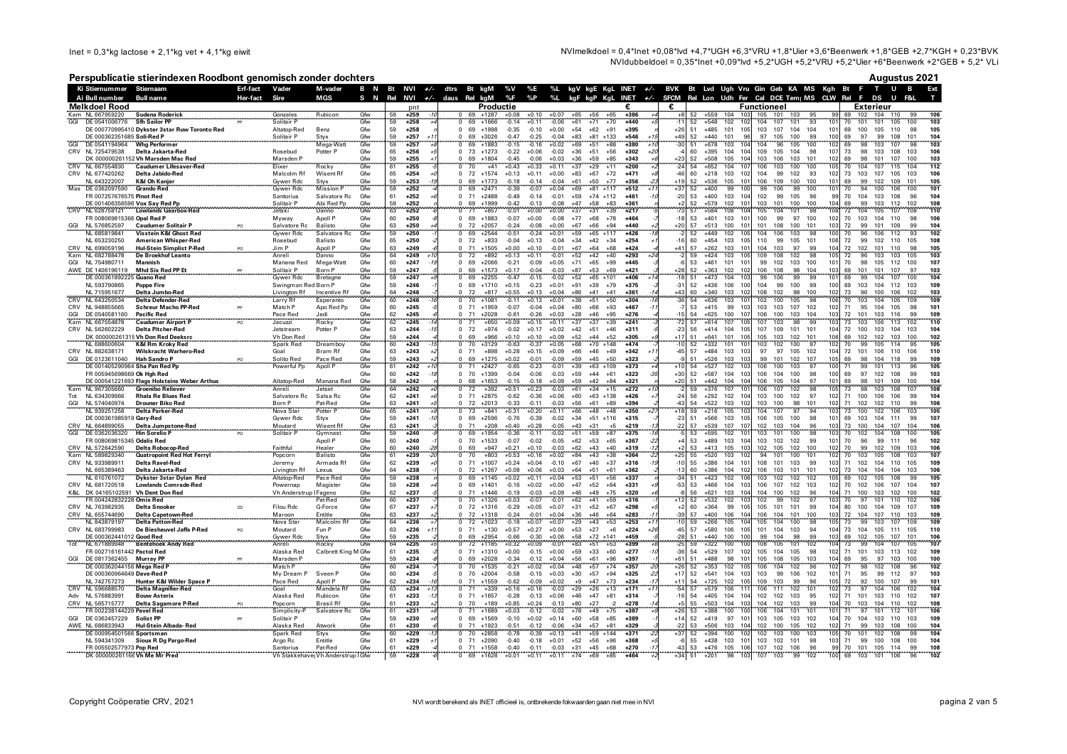Inet = 0,3*kg lactose + 2,1*kg vet + 4,1*kg eiwit

NVImelkdoel = 0,4*Inet +0,08*lvd +4,7*UGH +6,3*VRU +1,8*Uier +3,6*Beenwerk +1,8*GEB +2,7*KGH + 0,23*BVK

NVIdubbeldoel = 0,35*Inet +0,09*lvd +5,2*UGH +5,2*VRU +5,2*Uier +6*Beenwerk +2*GEB + 5,2* VLi

## Perspublicatie stierindexen Roodbont genomisch zonder dochters

**Augustus 2021**

| Ki | Stiernummer | Stiernaam | Erf-fact | Vader | M-vader | B N | Bt | NVI | +/- | dtrs | Bt | kgM | %V | %E | %L | kgV | kgE | KgL | INET | +/- | BVK | Bt | Lvd | Ugh | Vru | Gin | Geb | KA | MS | Kgh | Bt | F | T | U | B | Ext |
|---|---|---|---|---|---|---|---|---|---|---|---|---|---|---|---|---|---|---|---|---|---|---|---|---|---|---|---|---|---|---|---|---|---|---|---|---|
| Ai | Bull number | Bull name | Her-fact | Sire | MGS | S N | Rel | NVI | +/- | daus | Rel | kgM | %F | %P | %L | kgF | kgP | KgL | INET | +/- | SFCM | Rel | Lon | Udh | Fer | Cal | DCE | Temp | MS | CLW | Rel | F | DS | U | F&L | T |
| **Melkdoel Rood** | | | | | | | | pnt | | | | Productie | | | | | | | € | | € | | Functioneel | | | | | | | | | Exterieur | | | | |
| Kam | NL 667959220 | Sudena Roderick | | Gonzales | Rubicon | Gfw | 59 | +259 | -10 | 0 | 69 | +1287 | +0.08 | +0.10 | +0.07 | +65 | +56 | +65 | +386 | | +8 | 52 | +559 | 104 | 103 | 105 | 101 | 103 | 95 | 99 | 69 | 102 | 104 | 110 | 99 | 106 |
| GGI | DE 0541006776 | Sfh Sailor PP | PP | Solitair P | | Gfw | 59 | +258 | +4 | 0 | 69 | +1666 | -0.14 | +0.11 | -0.06 | +61 | +71 | +70 | +440 | +5 | -11 | 52 | +548 | 102 | 102 | 104 | 107 | 101 | 93 | 101 | 70 | 101 | 101 | 105 | 100 | 103 |
| | DE 000770995410 | Dykster 3star Ruw Toronto Red | | Altatop-Red | Benz | Gfw | 59 | +258 | | 0 | 69 | +1998 | -0.35 | -0.10 | +0.00 | +54 | +62 | +91 | +395 | | +26 | 51 | +485 | 101 | 105 | 103 | 107 | 104 | 104 | 101 | 69 | 100 | 105 | 110 | 98 | 105 |
| | DE 000362351685 | Soli-Red P | | Solitair P | Styx | Gfw | 59 | +257 | +11 | 0 | 69 | +3026 | -0.47 | -0.25 | -0.04 | +83 | +81 | +133 | +546 | +15 | +49 | 52 | +440 | 101 | 96 | 97 | 105 | 100 | 99 | 100 | 69 | 97 | 99 | 108 | 101 | 104 |
| GGI | DE 0541194964 | Whg Performer | | | Mega-Watt | Gfw | 59 | +257 | +8 | 0 | 69 | +1883 | -0.15 | -0.16 | +0.02 | +69 | +51 | +86 | +380 | +10 | -30 | 51 | +678 | 103 | 104 | 104 | 96 | 105 | 100 | 102 | 69 | 98 | 103 | 107 | 98 | 103 |
| CRV | NL 725479538 | Delta Jakarta-Red | | Rosebud | Potter P | Gfw | 65 | +256 | +5 | 0 | 73 | +1273 | -0.22 | +0.06 | -0.02 | +36 | +51 | +56 | +302 | +20 | -4 | 60 | +395 | 104 | 104 | 109 | 105 | 104 | 98 | 107 | 73 | 98 | 103 | 108 | 103 | 106 |
| | NL 000260261152 | Vh Marsden Mac Red | | Marsden P | | Gfw | 59 | +255 | +1 | 0 | 69 | +1804 | -0.45 | -0.06 | +0.03 | +36 | +59 | +85 | +343 | +6 | +23 | 52 | +508 | 105 | 104 | 103 | 106 | 103 | 101 | 102 | 69 | 98 | 101 | 107 | 100 | 103 |
| CRV | NL 667554830 | Caudumer Lifesaver-Red | | Eliser | Rocky | Gfw | 61 | +255 | -5 | 0 | 70 | +41 | +0.43 | +0.33 | +0.11 | +37 | +29 | +11 | +200 | +2 | -24 | 54 | +652 | 104 | 107 | 106 | 103 | 100 | 100 | 105 | 70 | 104 | 107 | 115 | 104 | 112 |
| CRV | NL 677420262 | Delta Jabido-Red | | Malcolm Rf | Wisent Rf | Gfw | 65 | +254 | +0 | 0 | 72 | +1574 | +0.13 | +0.11 | +0.00 | +83 | +67 | +72 | +471 | +8 | -46 | 60 | +218 | 103 | 102 | 104 | 99 | 102 | 93 | 102 | 73 | 103 | 107 | 105 | 103 | 106 |
| | NL 643222007 | K&I Oh Kanjer | | Gywer Rdc | Styx | Gfw | 59 | +253 | -19 | 0 | 69 | +1773 | -0.18 | -0.14 | -0.04 | +61 | +50 | +77 | +356 | -23 | +19 | 52 | +536 | 105 | 101 | 106 | 109 | 100 | 100 | 101 | 69 | 99 | 102 | 109 | 101 | 105 |
| Mas | DE 0362097590 | Grando Red | | Gywer Rdc | Mission P | Gfw | 59 | +252 | -4 | 0 | 69 | +2471 | -0.39 | -0.07 | +0.04 | +69 | +81 | +117 | +512 | +11 | +37 | 52 | +400 | 99 | 100 | 99 | 106 | 99 | 100 | 101 | 70 | 94 | 100 | 106 | 100 | 101 |
| | FR 007257676575 | Pinot Red | | Santorius | Salvatore Rc | Gfw | 61 | +252 | +6 | 0 | 71 | +2488 | -0.49 | -0.14 | -0.01 | +59 | +74 | +112 | +461 | -10 | -20 | 53 | +400 | 103 | 104 | 102 | 99 | 105 | 96 | 99 | 70 | 104 | 103 | 108 | 96 | 104 |
| | DE 001406356596 | Vox Say Red Pp | | Solitair P | Abi Red Pp | Gfw | 59 | +252 | | 0 | 69 | +1999 | -0.42 | -0.13 | -0.08 | +47 | +58 | +83 | +361 | | +2 | 52 | +579 | 102 | 101 | 103 | 101 | 100 | 100 | 104 | 69 | 99 | 103 | 112 | 102 | 108 |
| CRV | NL 628758121 | Lowlands Gearbox-Red | | Jetski | Danno | Gfw | 63 | +252 | | 0 | 71 | +857 | -0.01 | +0.00 | +0.00 | +37 | +31 | +39 | +217 | | -73 | 57 | +1084 | 108 | 104 | 105 | 104 | 101 | 99 | 108 | 72 | 104 | 105 | 107 | 106 | 110 |
| | FR 008069815366 | Opal Red P | | Myway | Apoll P | Gfw | 60 | +250 | | 0 | 69 | +1883 | -0.07 | +0.00 | -0.08 | +77 | +68 | +78 | +464 | | -18 | 53 | +401 | 103 | 101 | 100 | 99 | 97 | 100 | 102 | 70 | 103 | 104 | 110 | 98 | 106 |
| GGI | NL 576852597 | Caudumer Solitair P | PO | Salvatore Rc | Balisto | Gfw | 63 | +250 | +4 | 0 | 72 | +2057 | -0.24 | -0.08 | +0.00 | +67 | +66 | +94 | +440 | +2 | +20 | 57 | +513 | 100 | 101 | 101 | 108 | 100 | 101 | 103 | 72 | 99 | 101 | 109 | 99 | 104 |
| | NL 685819841 | Visstein K&I Ghost Red | | Gywer Rdc | Salvatore Rc | Gfw | 59 | +250 | | 0 | 69 | +2544 | -0.51 | -0.24 | +0.01 | +59 | +65 | +117 | +426 | -18 | -2 | 52 | +449 | 102 | 105 | 104 | 106 | 103 | 98 | 100 | 70 | 96 | 106 | 112 | 93 | 102 |
| | NL 653230250 | American Whisper-Red | | Rosebud | Balisto | Gfw | 65 | +250 | | 0 | 72 | +833 | -0.04 | +0.13 | -0.04 | +34 | +42 | +34 | +254 | +1 | -16 | 60 | +454 | 103 | 105 | 110 | 99 | 105 | 101 | 106 | 72 | 99 | 102 | 110 | 105 | 108 |
| CRV | NL 699059196 | Hul-Stein Simplist P-Red | PO | Jim P | Apoll P | Gfw | 63 | +249 | -6 | 0 | 71 | +1505 | +0.00 | +0.10 | -0.01 | +67 | +64 | +68 | +424 | -4 | +41 | 57 | +262 | 103 | 103 | 104 | 103 | 97 | 99 | 104 | 72 | 102 | 101 | 110 | 98 | 105 |
| Kam | NL 682788478 | De Broekhof Leanto | | Anreli | Danno | Gfw | 64 | +249 | +10 | 0 | 72 | +892 | +0.13 | +0.11 | -0.01 | +52 | +42 | +40 | +293 | +24 | -2 | 59 | +424 | 103 | 105 | 109 | 108 | 102 | 98 | 105 | 72 | 96 | 103 | 103 | 105 | 103 |
| GGI | NL 754980711 | Mannish | | Manana Red | Mega-Watt | Gfw | 60 | +247 | -19 | 0 | 69 | +2066 | -0.21 | -0.09 | +0.05 | +71 | +65 | +99 | +445 | -9 | -6 | 53 | +461 | 101 | 101 | 99 | 102 | 103 | 100 | 101 | 70 | 98 | 105 | 112 | 100 | 107 |
| AWE | DE 1406196119 | Mhd Six Red PP Et | PP | Solitair P | Born P | Gfw | 59 | +247 | -5 | 0 | 69 | +1573 | +0.17 | -0.04 | -0.03 | +87 | +53 | +69 | +421 | -3 | +28 | 52 | +363 | 102 | 102 | 106 | 108 | 98 | 104 | 103 | 69 | 101 | 101 | 107 | 97 | 103 |
| | DE 000361892225 | Guano Red | | Gywer Rdc | Bretagne | Gfw | 59 | +247 | -3 | 0 | 69 | +2255 | -0.47 | -0.15 | -0.02 | +52 | +65 | +101 | +406 | -14 | -18 | 51 | +473 | 104 | 103 | 99 | 106 | 99 | 99 | 101 | 69 | 99 | 104 | 107 | 100 | 104 |
| | NL 593790865 | Poppe Fire | | Swingman Red | Born P | Gfw | 59 | +246 | -1 | 0 | 69 | +1710 | +0.15 | -0.23 | +0.01 | +91 | +39 | +79 | +375 | -3 | -31 | 52 | +436 | 106 | 100 | 104 | 99 | 100 | 99 | 100 | 69 | 103 | 104 | 112 | 103 | 109 |
| | NL 715951677 | Delta Jumbo-Red | | Livington Rf | Incentive Rf | Gfw | 64 | +246 | -7 | 0 | 72 | +817 | +0.55 | +0.13 | +0.04 | +86 | +41 | +41 | +361 | -14 | +43 | 60 | +340 | 103 | 102 | 108 | 102 | 98 | 100 | 102 | 73 | 96 | 100 | 106 | 102 | 103 |
| CRV | NL 643250534 | Delta Defender-Red | | Larry Rf | Esperanto | Gfw | 60 | +246 | -10 | 0 | 70 | +1081 | -0.11 | +0.13 | +0.01 | +38 | +51 | +50 | +304 | -16 | -36 | 54 | +636 | 103 | 101 | 102 | 100 | 105 | 98 | 108 | 70 | 103 | 104 | 105 | 109 | 109 |
| CRV | NL 948855665 | Schreur Macho PP-Red | PP | Match P | Apo Red Pp | Gfw | 60 | +245 | -5 | 0 | 71 | +1959 | -0.07 | -0.04 | +0.06 | +81 | +66 | +93 | +467 | -11 | -7 | 53 | +415 | 99 | 103 | 103 | 103 | 107 | 102 | 102 | 71 | 95 | 104 | 105 | 98 | 101 |
| GGI | DE 0540581160 | Pacific Red | | Pace Red | Jedi | Gfw | 62 | +245 | -6 | 0 | 71 | +2028 | -0.61 | -0.26 | +0.03 | +28 | +46 | +95 | +276 | -6 | -15 | 54 | +625 | 100 | 107 | 106 | 100 | 103 | 104 | 103 | 72 | 101 | 103 | 116 | 99 | 109 |
| Kam | NL 667554878 | Caudumer Airport P | PO | Jacuzzi | Rocky | Gfw | 62 | +245 | -14 | 0 | 71 | +650 | +0.09 | +0.15 | +0.11 | +37 | +37 | +39 | +241 | | -72 | 57 | +614 | 107 | 105 | 107 | 103 | 98 | 99 | 103 | 73 | 103 | 106 | 113 | 102 | 110 |
| CRV | NL 562602229 | Delta Pitcher-Red | | Jetstream | Potter P | Gfw | 63 | +244 | -15 | 0 | 72 | +974 | -0.02 | +0.17 | +0.02 | +42 | +51 | +46 | +311 | | -23 | 56 | +414 | 104 | 105 | 107 | 109 | 101 | 101 | 104 | 72 | 100 | 103 | 104 | 103 | 104 |
| | DK 000000261315 | Vh Don Red Deeksrc | | Vh Don Red | | Gfw | 59 | +244 | -4 | 0 | 69 | +966 | +0.10 | +0.10 | +0.09 | +52 | +44 | +52 | +305 | +9 | +17 | 51 | +641 | 101 | 105 | 105 | 103 | 102 | 101 | 106 | 69 | 102 | 102 | 103 | 100 | 102 |
| | NL 688600604 | K&I Rm Kroky Red | | Spark Red | Dreamboy | Gfw | 60 | +243 | -15 | 0 | 70 | +3129 | -0.63 | -0.37 | +0.05 | +68 | +70 | +148 | +474 | -7 | -10 | 52 | +332 | 101 | 101 | 103 | 102 | 100 | 97 | 102 | 70 | 99 | 105 | 114 | 95 | 105 |
| CRV | NL 882638171 | Wilskracht Warhero-Red | | Goal | Bram Rf | Gfw | 63 | +243 | +2 | 0 | 71 | +898 | +0.28 | +0.15 | +0.09 | +66 | +46 | +49 | +342 | +11 | -45 | 57 | +484 | 103 | 103 | 97 | 97 | 105 | 102 | 104 | 72 | 101 | 106 | 110 | 106 | 110 |
| GGI | DE 0123611040 | Hah Sandro P | PO | Solito Red | Pace Red | Gfw | 59 | +243 | +2 | 0 | 69 | +1275 | +0.02 | -0.01 | -0.09 | +59 | +45 | +50 | +323 | -2 | -9 | 51 | +526 | 103 | 103 | 99 | 101 | 102 | 107 | 105 | 69 | 98 | 104 | 118 | 99 | 109 |
| | DE 001405290964 | Sha Pan Red Pp | | Powerful Pp | Apoll P | Gfw | 61 | +242 | +10 | 0 | 71 | +2427 | -0.65 | -0.23 | -0.01 | +39 | +63 | +109 | +373 | +4 | +10 | 54 | +527 | 102 | 103 | 106 | 100 | 103 | 97 | 100 | 71 | 99 | 101 | 113 | 96 | 105 |
| | FR 005945698669 | Ok Hgh Red | | | | Gfw | 60 | +242 | -18 | 0 | 70 | +1399 | -0.04 | -0.06 | -0.03 | +59 | +44 | +61 | +323 | -35 | +30 | 52 | +587 | 104 | 103 | 106 | 104 | 100 | 98 | 100 | 69 | 97 | 102 | 108 | 99 | 103 |
| | DE 000541221693 | Flags Holsteins Weber Arthus | | Altatop-Red | Manana Red | Gfw | 58 | +242 | | 0 | 68 | +1653 | -0.15 | -0.18 | +0.09 | +59 | +42 | +84 | +321 | | +20 | 51 | +442 | 104 | 104 | 106 | 105 | 104 | 97 | 101 | 69 | 98 | 101 | 109 | 100 | 104 |
| Kam | NL 967305660 | Groenibo Reliever | | Anreli | Jetset | Gfw | 64 | +242 | +0 | 0 | 72 | +392 | +0.51 | +0.23 | -0.03 | +61 | +34 | +15 | +272 | +10 | -2 | 59 | +376 | 107 | 101 | 106 | 107 | 102 | 98 | 105 | 73 | 98 | 103 | 108 | 107 | 108 |
| Tot | NL 634309966 | Rhala Re Blues Red | | Salvatore Rc | Salsa Rc | Gfw | 62 | +241 | +6 | 0 | 71 | +2875 | -0.62 | -0.36 | +0.06 | +60 | +63 | +138 | +426 | +7 | -24 | 56 | +292 | 102 | 104 | 103 | 100 | 102 | 97 | 102 | 71 | 100 | 106 | 106 | 99 | 104 |
| GGI | NL 574040974 | Drouner Biko Red | | Born P | Pat-Red | Gfw | 63 | +241 | +5 | 0 | 72 | +2013 | -0.33 | -0.11 | -0.03 | +56 | +61 | +89 | +394 | -2 | -43 | 54 | +522 | 103 | 102 | 103 | 100 | 98 | 101 | 102 | 71 | 102 | 102 | 110 | 99 | 106 |
| | NL 939251258 | Delta Parker-Red | | Nova Star | Potter P | Gfw | 65 | +241 | +9 | 0 | 73 | +841 | +0.31 | +0.20 | +0.11 | +66 | +48 | +48 | +350 | +27 | +18 | 59 | +216 | 105 | 103 | 104 | 107 | 97 | 94 | 103 | 73 | 100 | 102 | 106 | 103 | 105 |
| | DE 000361985919 | Gary-Red | | Gywer Rdc | Styx | Gfw | 59 | +241 | -10 | 0 | 69 | +2596 | -0.76 | -0.39 | -0.02 | +34 | +51 | +116 | +315 | -7 | -23 | 51 | +566 | 103 | 105 | 106 | 105 | 100 | 98 | 101 | 69 | 103 | 104 | 111 | 99 | 107 |
| CRV | NL 664899055 | Delta Jumpstone-Red | | Moutard | Wisent Rf | Gfw | 63 | +241 | -3 | 0 | 71 | +208 | +0.40 | +0.28 | -0.05 | +43 | +31 | +5 | +219 | -13 | -22 | 57 | +539 | 107 | 107 | 102 | 103 | 104 | 96 | 103 | 73 | 100 | 104 | 107 | 104 | 106 |
| GGI | DE 0362036320 | Hin Sorelio P | PO | Solitair P | Gymnast | Gfw | 59 | +240 | -9 | 0 | 69 | +1954 | -0.36 | -0.11 | -0.02 | +51 | +59 | +87 | +375 | -16 | -5 | 53 | +595 | 102 | 101 | 103 | 101 | 100 | 98 | 103 | 70 | 102 | 104 | 108 | 100 | 105 |
| | FR 008069815345 | Odalis Red | | | Apoll P | Gfw | 60 | +240 | | 0 | 70 | +1533 | -0.07 | -0.02 | -0.05 | +62 | +53 | +65 | +367 | -22 | +4 | 53 | +489 | 103 | 104 | 103 | 102 | 102 | 99 | 102 | 70 | 96 | 99 | 111 | 96 | 102 |
| CRV | NL 572642590 | Delta Robocop-Red | | Faithful | Healer | Gfw | 60 | +240 | -28 | 0 | 69 | +947 | +0.21 | +0.10 | -0.03 | +62 | +43 | +40 | +319 | -13 | +2 | 53 | +413 | 105 | 103 | 102 | 105 | 102 | 100 | 102 | 70 | 99 | 102 | 109 | 103 | 106 |
| Kam | NL 589829340 | Quatropoint Red Hot Ferryl | | Popcorn | Balisto | Gfw | 61 | +239 | -20 | 0 | 70 | +803 | +0.53 | +0.16 | +0.02 | +84 | +43 | +38 | +364 | -23 | +25 | 55 | +520 | 103 | 102 | 94 | 101 | 100 | 101 | 102 | 70 | 103 | 105 | 108 | 103 | 103 |
| CRV | NL 933989911 | Delta Ravel-Red | | Jeremy | Armada Rf | Gfw | 62 | +239 | +0 | 0 | 71 | +1007 | +0.24 | +0.04 | -0.10 | +67 | +40 | +37 | +316 | -19 | -10 | 55 | +386 | 104 | 101 | 108 | 101 | 103 | 99 | 103 | 71 | 102 | 104 | 110 | 105 | 109 |
| | NL 665389463 | Delta Jakarta-Red | | Livington Rf | Lexus | Gfw | 64 | +238 | -7 | 0 | 72 | +1267 | +0.08 | +0.06 | +0.03 | +64 | +51 | +61 | +362 | -2 | -13 | 60 | +386 | 104 | 102 | 106 | 103 | 101 | 101 | 102 | 73 | 104 | 104 | 104 | 103 | 106 |
| | NL 610761072 | Dykster 3star Dylan Red | | Altatop-Red | Pace Red | Gfw | 59 | +238 | | 0 | 69 | +1145 | +0.02 | +0.11 | +0.04 | +53 | +51 | +56 | +337 | | -34 | 51 | +423 | 102 | 106 | 103 | 102 | 102 | 102 | 105 | 69 | 102 | 105 | 108 | 99 | 105 |
| CRV | NL 681720518 | Lowlands Comrade-Red | | Powermap | Magister | Gfw | 59 | +238 | +4 | 0 | 69 | +1401 | -0.16 | -0.02 | +0.00 | +47 | +52 | +64 | +331 | +9 | -53 | 53 | +466 | 104 | 103 | 106 | 107 | 102 | 103 | 102 | 70 | 102 | 106 | 107 | 104 | 107 |
| K&L | DK 04165102591 | Vh Dent Don Red | | Vh Anderstrup | Fageno | Gfw | 62 | +237 | -5 | 0 | 71 | +1446 | -0.19 | -0.03 | +0.09 | +46 | +49 | +75 | +320 | +6 | -8 | 56 | +621 | 103 | 104 | 104 | 100 | 102 | 96 | 104 | 71 | 100 | 103 | 102 | 100 | 102 |
| | FR 004242832228 | Onix Red | | | Pat-Red | Gfw | 60 | +237 | -7 | 0 | 70 | +1326 | +0.03 | -0.07 | -0.01 | +62 | +41 | +59 | +316 | -1 | +12 | 52 | +532 | 102 | 103 | 102 | 99 | 102 | 97 | 103 | 70 | 97 | 101 | 110 | 102 | 106 |
| CRV | NL 763982935 | Delta Snooker | CD | Filou Rdc | G-Force | Gfw | 67 | +237 | +7 | 0 | 72 | +1316 | -0.29 | +0.05 | +0.07 | +31 | +52 | +67 | +298 | -5 | +2 | 60 | +364 | 99 | 105 | 105 | 101 | 101 | 99 | 104 | 80 | 100 | 104 | 109 | 101 | 109 |
| CRV | NL 655744690 | Delta Capetown-Red | | Maroon | Entitle | Gfw | 63 | +237 | +2 | 0 | 72 | +1318 | -0.24 | -0.01 | +0.04 | +36 | +46 | +64 | +283 | -11 | -39 | 57 | +400 | 106 | 104 | 106 | 104 | 101 | 100 | 103 | 72 | 104 | 107 | 110 | 103 | 109 |
| | NL 843879197 | Delta Patton-Red | | Nova Star | Malcolm Rf | Gfw | 64 | +236 | -9 | 0 | 72 | +1023 | -0.18 | +0.07 | +0.07 | +29 | +43 | +53 | +253 | -4 | -10 | 59 | +266 | 105 | 104 | 105 | 104 | 100 | 98 | 105 | 73 | 99 | 103 | 107 | 103 | 109 |
| CRV | NL 683799983 | De Biesheuvel Jaffa P-Red | PO | Moutard | Fun P | Gfw | 63 | +236 | +11 | 0 | 71 | +130 | +0.57 | +0.27 | +0.00 | +53 | +27 | +6 | +224 | +26 | -45 | 57 | +580 | 106 | 105 | 101 | 104 | 103 | 94 | 104 | 73 | 104 | 105 | 111 | 105 | 110 |
| | DE 000362441012 | Good Red | | Gywer Rdc | Styx | Gfw | 59 | +235 | -2 | 0 | 69 | +2954 | -0.66 | -0.30 | +0.06 | +58 | +72 | +141 | +459 | -8 | -28 | 51 | +440 | 100 | 100 | 99 | 104 | 98 | 99 | 103 | 69 | 102 | 105 | 107 | 101 | 106 |
| Tot | NL 671889948 | Bentehoek Andy Red | | Anreli | Rocky | Gfw | 64 | +235 | -5 | 0 | 72 | +1185 | +0.32 | +0.09 | -0.01 | +83 | +51 | +53 | +399 | +9 | -25 | 59 | +322 | 100 | 100 | 108 | 102 | 100 | 97 | 103 | 73 | 99 | 104 | 107 | 104 | 107 |
| | FR 002716161442 | Pactol Red | | Alaska Red | Calbrett King M | Gfw | 61 | +235 | -3 | 0 | 71 | +1310 | +0.00 | -0.15 | +0.00 | +59 | +33 | +60 | +277 | -10 | -36 | 54 | +529 | 107 | 102 | 105 | 104 | 105 | 98 | 102 | 71 | 101 | 103 | 113 | 102 | 109 |
| GGI | DE 0817362455 | Murray PP | PP | Marsden P | | Gfw | 59 | +234 | -2 | 0 | 69 | +2028 | -0.34 | -0.12 | +0.04 | +56 | +61 | +96 | +397 | -1 | +61 | 51 | +488 | 98 | 101 | 105 | 108 | 105 | 103 | 104 | 69 | 95 | 97 | 103 | 100 | 100 |
| | DE 000362044156 | Mega Red P | | Match P | | Gfw | 60 | +234 | -7 | 0 | 70 | +1635 | -0.21 | +0.02 | +0.04 | +48 | +57 | +74 | +357 | -20 | +26 | 52 | +353 | 102 | 105 | 106 | 104 | 102 | 96 | 102 | 71 | 98 | 102 | 108 | 96 | 102 |
| | DE 000360964649 | Dave-Red P | | My Dream P | Sveen P | Gfw | 60 | +234 | -5 | 0 | 70 | +2004 | -0.58 | -0.15 | +0.03 | +30 | +57 | +94 | +325 | -22 | +17 | 52 | +541 | 104 | 103 | 103 | 99 | 106 | 102 | 101 | 71 | 95 | 99 | 112 | 97 | 103 |
| | NL 742757273 | Hunter K&I Wilder Space P | | Pace Red | Apoll P | Gfw | 62 | +234 | -16 | 0 | 71 | +1559 | -0.62 | -0.09 | +0.02 | +9 | +47 | +73 | +234 | -17 | +11 | 54 | +725 | 102 | 105 | 109 | 103 | 99 | 96 | 105 | 72 | 92 | 100 | 107 | 99 | 101 |
| CRV | NL 596688570 | Delta Magnifier-Red | | Goal | Mandela Rf | Gfw | 63 | +234 | +13 | 0 | 71 | +339 | +0.16 | +0.16 | -0.03 | +29 | +26 | +13 | +171 | +11 | -54 | 57 | +579 | 106 | 111 | 106 | 111 | 102 | 101 | 102 | 73 | 97 | 104 | 106 | 102 | 106 |
| Adv | NL 576883991 | Bouw Asterix | | Alaska Red | Rubicon | Gfw | 61 | +233 | -13 | 0 | 71 | +1657 | -0.28 | -0.13 | +0.06 | +46 | +47 | +81 | +314 | -7 | -16 | 54 | +405 | 104 | 104 | 102 | 102 | 103 | 95 | 102 | 71 | 99 | 102 | 110 | 103 | 107 |
| CRV | NL 565715777 | Delta Sagamore P-Red | PO | Popcorn | Brasil Rf | Gfw | 61 | +233 | -2 | 0 | 70 | +189 | +0.85 | +0.24 | -0.13 | +80 | +27 | -2 | +278 | -4 | +5 | 55 | +503 | 104 | 103 | 104 | 102 | 104 | 99 | 104 | 70 | 103 | 104 | 110 | 104 | 108 |
| | FR 002238144229 | Pavel Red | | Simplicity-P | Salvatore Rc | Gfw | 61 | +231 | +8 | 0 | 71 | +1689 | +0.03 | -0.12 | -0.02 | +78 | +49 | +75 | +387 | +9 | +26 | 53 | +388 | 100 | 100 | 106 | 104 | 101 | 101 | 101 | 71 | 97 | 101 | 112 | 101 | 106 |
| GGI | DE 0362457229 | Solist PP | PP | Solitair P | | Gfw | 59 | +230 | -6 | 0 | 69 | +1569 | -0.10 | +0.02 | +0.14 | +60 | +58 | +85 | +389 | +1 | +14 | 52 | +419 | 97 | 101 | 103 | 105 | 103 | 102 | 104 | 70 | 104 | 103 | 110 | 103 | 109 |
| AWE | NL 686833943 | Hul-Stein Albada- Red | | Alaska Red | Atwork | Gfw | 61 | +230 | -6 | 0 | 71 | +1923 | -0.51 | -0.12 | -0.06 | +34 | +57 | +81 | +329 | -3 | -22 | 53 | +506 | 103 | 104 | 102 | 100 | 105 | 102 | 102 | 71 | 99 | 103 | 108 | 100 | 104 |
| | DE 000954501566 | Sportsman | | Spark Red | Styx | Gfw | 60 | +229 | -13 | 0 | 70 | +2858 | -0.78 | -0.39 | +0.13 | +41 | +59 | +144 | +371 | -22 | +37 | 52 | +394 | 100 | 102 | 103 | 100 | 103 | 103 | 105 | 70 | 101 | 102 | 105 | 101 | 104 |
| | NL 594341309 | Sioux R Dg Pargo-Red | | Argo Rc | Entitle | Gfw | 61 | +229 | -4 | 0 | 71 | +2090 | -0.40 | -0.18 | +0.01 | +52 | +56 | +96 | +368 | +5 | -6 | 55 | +438 | 103 | 103 | 101 | 102 | 101 | 98 | 103 | 71 | 98 | 102 | 110 | 101 | 106 |
| | FR 005502577973 | Pop Red | | Santorius | Pat-Red | Gfw | 61 | +229 | -1 | 0 | 71 | +1558 | -0.40 | -0.11 | -0.03 | +31 | +45 | +68 | +270 | -17 | -43 | 53 | +476 | 105 | 106 | 102 | 102 | 106 | 96 | 99 | 70 | 101 | 105 | 114 | 99 | 108 |
| | DK 000000281156 | Vh Mr Me Pred | | Vh Stakkehave | Vh Anderstrup I | Gfw | 59 | +228 | -6 | 0 | 69 | +1628 | +0.01 | +0.11 | +0.11 | +74 | +69 | +85 | +464 | +3 | +34 | 51 | +201 | 98 | 103 | 107 | 103 | 99 | 102 | 100 | 69 | 103 | 101 | 106 | 96 | 102 |

Copyright Coöperatie CRV, 2021

NVI wordt berekend als INET officieel is, ontbrekende fokwaarden gaan niet mee in NVI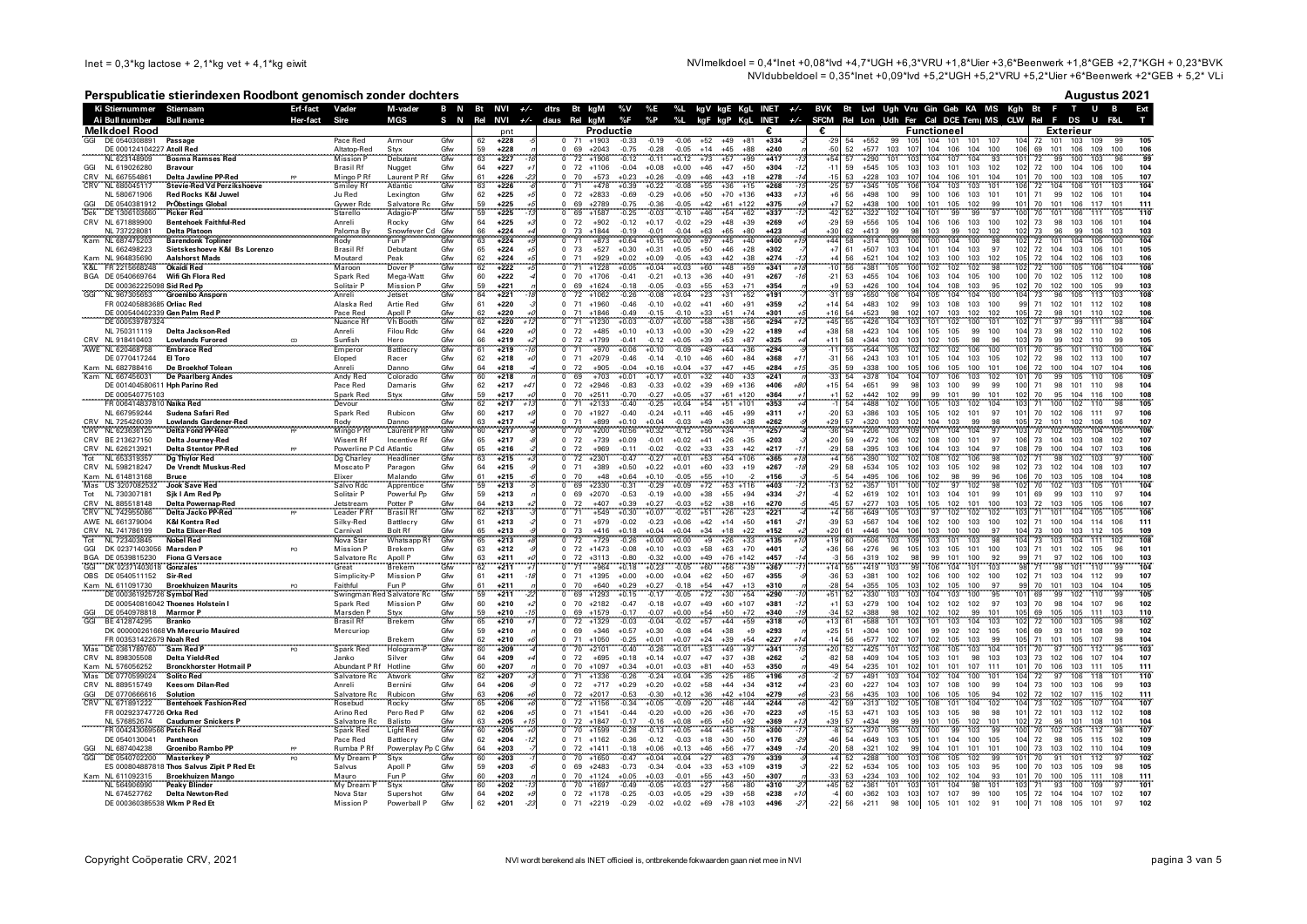Inet = 0,3*kg lactose + 2,1*kg vet + 4,1*kg eiwit

NVImelkdoel = 0,4*Inet +0,08*lvd +4,7*UGH +6,3*VRU +1,8*Uier +3,6*Beenwerk +1,8*GEB +2,7*KGH + 0,23*BVK
NVIdubbeldoel = 0,35*Inet +0,09*lvd +5,2*UGH +5,2*VRU +5,2*Uier +6*Beenwerk +2*GEB + 5,2* VLi

# Perspublicatie stierindexen Roodbont genomisch zonder dochters

**Augustus 2021**

## Melkdoel Rood

Productie: kgM t/m INET (€) | Functioneel: BVK t/m Kgh | Exterieur: Bt t/m Ext

| Ki / Ai | Stiernummer / Bull number | Stiernaam / Bull name | Erf-fact / Her-fact | Vader / Sire | M-vader / MGS | B N / S N | Bt / Rel | NVI (pnt) | +/- | dtrs / daus | Bt / Rel | kgM | %V / %F | %E / %P | %L | kgV / kgF | kgE / kgP | KgL | INET (€) | +/- | BVK / SFCM (€) | Bt / Rel | Lvd / Lon | Ugh / Udh | Vru / Fer | Gin / Cal | Geb / DCE | KA / Tem | MS / MS | Kgh / CLW | Bt / Rel | F / F | T / DS | U / U | B / F&L | Ext / T |
|---|---|---|---|---|---|---|---|---|---|---|---|---|---|---|---|---|---|---|---|---|---|---|---|---|---|---|---|---|---|---|---|---|---|---|---|---|
| GGI | DE 0540308891 | Passage | | Pace Red | Armour | Gfw | 62 | +228 | | 0 | 71 | +1903 | -0.33 | -0.19 | -0.06 | +52 | +49 | +81 | +334 | | -29 | 54 | +552 | 99 | 105 | 104 | 101 | 101 | 107 | 104 | 72 | 101 | 103 | 109 | 99 | 105 |
| | DE 000124104227 | Atoll Red | | Altatop-Red | Styx | Gfw | 59 | +228 | | 0 | 69 | +2043 | -0.75 | -0.28 | -0.05 | +14 | +45 | +88 | +240 | | -50 | 52 | +577 | 103 | 107 | 104 | 106 | 104 | 100 | 106 | 69 | 101 | 106 | 109 | 100 | 106 |
| | NL 623148909 | Bosma Ramses Red | | Mission P | Debutant | Gfw | 61 | +227 | -16 | 0 | 72 | +1906 | -0.12 | -0.11 | +0.12 | +73 | +57 | +99 | +417 | -13 | +54 | 57 | +290 | 101 | 103 | 104 | 107 | 104 | 93 | 101 | 72 | 99 | 100 | 103 | 96 | 99 |
| GGI | NL 619026280 | Bravour | | Brasil Rf | Nugget | Gfw | 64 | +227 | +1 | 0 | 72 | +1106 | -0.04 | +0.08 | +0.00 | +46 | +47 | +50 | +304 | -12 | -11 | 59 | +545 | 105 | 103 | 103 | 101 | 103 | 102 | 102 | 72 | 100 | 104 | 106 | 100 | 104 |
| CRV | NL 667554861 | Delta Jawline PP-Red | PP | Mingo P Rf | Laurent P Rf | Gfw | 61 | +226 | -23 | 0 | 70 | +573 | +0.23 | +0.26 | -0.09 | +46 | +43 | +18 | +278 | -14 | -15 | 53 | +268 | 103 | 107 | 104 | 106 | 101 | 104 | 101 | 70 | 100 | 103 | 108 | 105 | 107 |
| CRV | NL 680045117 | Stevie-Red Vd Perziksshoeve | | Smiley Rf | Atlantic | Gfw | 63 | +226 | -5 | 0 | 71 | +478 | +0.39 | +0.22 | -0.08 | +55 | +36 | +15 | +268 | -5 | -25 | 57 | +345 | 105 | 106 | 104 | 103 | 103 | 101 | 106 | 72 | 104 | 106 | 101 | 103 | 104 |
| | NL 580671906 | Red Rocks K&I Juwel | | Ju Red | Lexington | Gfw | 62 | +225 | +5 | 0 | 72 | +2833 | -0.69 | -0.29 | -0.06 | +50 | +70 | +136 | +433 | +13 | +6 | 56 | +498 | 100 | 99 | 100 | 106 | 103 | 101 | 101 | 71 | 99 | 102 | 106 | 101 | 104 |
| GGI | DE 0540381912 | PrÖbstings Global | | Gywer Rdc | Salvatore Rc | Gfw | 59 | +225 | +5 | 0 | 69 | +2789 | -0.75 | -0.36 | -0.05 | +42 | +61 | +122 | +375 | +9 | +7 | 52 | +438 | 100 | 100 | 101 | 105 | 102 | 99 | 101 | 70 | 101 | 106 | 117 | 101 | 111 |
| Dek | DE 1306103660 | Picker Red | | Starello | Adagio-P | Gfw | 59 | +225 | -13 | 0 | 69 | +1587 | -0.25 | -0.03 | -0.10 | +46 | +54 | +62 | +337 | -12 | -42 | 52 | +322 | 102 | 104 | 101 | 99 | 99 | 97 | 100 | 70 | 101 | 106 | 111 | 105 | 110 |
| CRV | NL 671889900 | Bentehoek Faithful-Red | | Anreli | Rocky | Gfw | 64 | +225 | +3 | 0 | 72 | +902 | -0.12 | +0.17 | -0.02 | +29 | +48 | +39 | +269 | +0 | -29 | 59 | +556 | 105 | 104 | 105 | 106 | 103 | 100 | 102 | 73 | 98 | 103 | 106 | 101 | 104 |
| | NL 737228081 | Delta Platoon | | Paloma Bv | Snowfever Cd | Gfw | 66 | +224 | +4 | 0 | 73 | +1844 | -0.19 | -0.01 | -0.04 | +63 | +65 | +80 | +423 | -4 | +30 | 62 | +413 | 99 | 98 | 103 | 99 | 102 | 102 | 102 | 73 | 96 | 99 | 106 | 103 | 103 |
| Kam | NL 687475203 | Barendonk Topliner | | Rody | Fun P | Gfw | 63 | +224 | +9 | 0 | 71 | +873 | +0.64 | +0.15 | +0.00 | +97 | +45 | +40 | +400 | +19 | +44 | 58 | +314 | 103 | 100 | 100 | 104 | 100 | 98 | 102 | 72 | 101 | 104 | 105 | 100 | 100 |
| | NL 662498223 | Sietskeshoeve K&I Bs Lorenzo | | Brasil Rf | Debutant | Gfw | 65 | +224 | +5 | 0 | 73 | +527 | +0.30 | +0.31 | +0.05 | +50 | +46 | +28 | +302 | -7 | +7 | 61 | +507 | 103 | 104 | 101 | 104 | 103 | 97 | 102 | 72 | 104 | 103 | 106 | 101 | 105 |
| Kam | NL 964835690 | Aalshorst Mads | | Moutard | Peak | Gfw | 62 | +224 | +5 | 0 | 71 | +929 | +0.02 | +0.09 | -0.05 | +43 | +42 | +38 | +274 | -3 | +4 | 56 | +521 | 104 | 102 | 103 | 100 | 103 | 102 | 105 | 72 | 104 | 102 | 106 | 103 | 106 |
| K&L | FR 2215668248 | Okaidi Red | | Maroon | Dover P | Gfw | 62 | +222 | +5 | 0 | 71 | +1228 | +0.05 | +0.04 | +0.03 | +60 | +48 | +59 | +341 | +18 | -10 | 56 | +381 | 105 | 100 | 102 | 102 | 102 | 98 | 102 | 72 | 100 | 105 | 106 | 104 | 106 |
| BGA | DE 0540669764 | Wifi Gh Flora Red | | Spark Red | Mega-Watt | Gfw | 60 | +222 | -8 | 0 | 70 | +1706 | -0.41 | -0.21 | +0.13 | +36 | +40 | +91 | +267 | -16 | -21 | 53 | +455 | 104 | 106 | 103 | 104 | 105 | 100 | 100 | 70 | 102 | 105 | 112 | 100 | 108 |
| | DE 000362225098 | Sid Red Pp | | Solitair P | Mission P | Gfw | 59 | +221 | +0 | 0 | 69 | +1624 | -0.18 | -0.05 | -0.03 | +55 | +53 | +71 | +354 | | +9 | 53 | +426 | 100 | 104 | 104 | 108 | 103 | 95 | 102 | 70 | 102 | 100 | 105 | 99 | 103 |
| GGI | NL 967305653 | Groenibo Ansporn | | Anreli | Jetset | Gfw | 64 | +221 | -18 | 0 | 72 | +1062 | -0.26 | -0.08 | +0.04 | +23 | +31 | +52 | +191 | -7 | -31 | 59 | +650 | 106 | 104 | 105 | 104 | 104 | 100 | 104 | 73 | 96 | 105 | 113 | 103 | 108 |
| | FR 002405883685 | Orliac Red | | Alaska Red | Artie Red | Gfw | 61 | +220 | +2 | 0 | 71 | +1960 | -0.46 | -0.10 | +0.02 | +41 | +60 | +91 | +359 | +2 | +14 | 54 | +483 | 102 | 99 | 103 | 108 | 103 | 100 | 99 | 71 | 102 | 101 | 112 | 102 | 108 |
| | DE 000540402339 | Gen Palm Red P | | Pace Red | Apoll P | Gfw | 62 | +220 | +0 | 0 | 71 | +1846 | -0.49 | -0.15 | -0.10 | +33 | +51 | +74 | +301 | +5 | +16 | 54 | +523 | 98 | 102 | 107 | 103 | 102 | 102 | 105 | 72 | 98 | 101 | 110 | 102 | 106 |
| | DE 000539787324 | | | Nuance Rf | Vh Booth | Gfw | 62 | +220 | +12 | 0 | 71 | +1230 | +0.03 | -0.07 | +0.00 | +58 | +38 | +56 | +294 | +12 | +45 | 55 | +426 | 104 | 103 | 101 | 102 | 100 | 101 | 102 | 71 | 97 | 99 | 111 | 98 | 104 |
| | NL 750311119 | Delta Jackson-Red | | Anreli | Filou Rdc | Gfw | 64 | +220 | +6 | 0 | 72 | +485 | +0.10 | +0.13 | +0.00 | +30 | +29 | +22 | +189 | +4 | +38 | 58 | +423 | 104 | 106 | 105 | 105 | 99 | 100 | 104 | 73 | 98 | 102 | 110 | 102 | 106 |
| CRV | NL 918410403 | Lowlands Furored | CD | Sunfish | Hero | Gfw | 66 | +219 | +2 | 0 | 72 | +1799 | -0.41 | -0.12 | +0.05 | +39 | +53 | +87 | +325 | +4 | +11 | 58 | +344 | 103 | 103 | 102 | 105 | 98 | 96 | 103 | 79 | 99 | 102 | 110 | 99 | 105 |
| AWE | NL 620468758 | Embrace Red | | Emperor | Battlecry | Gfw | 61 | +219 | -16 | 0 | 71 | +970 | +0.06 | +0.10 | -0.09 | +49 | +44 | +36 | +294 | -3 | -11 | 55 | +544 | 105 | 102 | 102 | 102 | 106 | 100 | 101 | 70 | 95 | 101 | 110 | 100 | 104 |
| | DE 070417244 | El Toro | | Eloped | Racer | Gfw | 62 | +218 | +0 | 0 | 71 | +2079 | -0.46 | -0.14 | -0.10 | +46 | +60 | +84 | +368 | +11 | -31 | 56 | +243 | 103 | 101 | 105 | 104 | 103 | 105 | 102 | 72 | 98 | 102 | 113 | 100 | 107 |
| Kam | NL 682788416 | De Broekhof Tolean | | Anreli | Danno | Gfw | 64 | +218 | +4 | 0 | 72 | +905 | -0.04 | +0.16 | +0.04 | +37 | +47 | +45 | +284 | +15 | -35 | 59 | +338 | 106 | 105 | 106 | 105 | 100 | 101 | 106 | 72 | 100 | 104 | 107 | 104 | 106 |
| Kam | NL 667456031 | De Paarlberg Andes | | Andy Red | Colorado | Gfw | 60 | +218 | +1 | 0 | 69 | +703 | +0.01 | +0.17 | +0.01 | +32 | +40 | +33 | +241 | -3 | -33 | 54 | +378 | 104 | 104 | 107 | 106 | 103 | 102 | 101 | 70 | 99 | 105 | 110 | 106 | 109 |
| | DE 001404580611 | Hph Parino Red | | Pace Red | Damaris | Gfw | 62 | +217 | +41 | 0 | 72 | +2946 | -0.83 | -0.33 | +0.02 | +39 | +69 | +136 | +406 | +80 | +15 | 54 | +651 | 99 | 98 | 103 | 100 | 99 | 99 | 100 | 71 | 98 | 101 | 110 | 98 | 104 |
| | DE 000540775103 | | | Spark Red | Styx | Gfw | 59 | +217 | +0 | 0 | 70 | +2511 | -0.70 | -0.27 | +0.05 | +37 | +61 | +120 | +364 | +0 | +1 | 52 | +442 | 102 | 99 | 99 | 101 | 99 | 101 | 102 | 70 | 95 | 104 | 116 | 100 | 108 |
| | FR 006414827810 | Naika Red | | Devour | | Gfw | 62 | +217 | +13 | 0 | 71 | +2133 | -0.40 | -0.25 | +0.04 | +54 | +51 | +101 | +353 | +4 | -1 | 54 | +488 | 102 | 100 | 105 | 103 | 102 | 104 | 103 | 71 | 100 | 102 | 110 | 98 | 105 |
| | NL 667959244 | Sudena Safari Red | | Spark Red | Rubicon | Gfw | 60 | +217 | +9 | 0 | 70 | +1927 | -0.40 | -0.24 | +0.11 | +46 | +45 | +89 | +311 | +1 | -20 | 53 | +386 | 103 | 105 | 105 | 102 | 101 | 97 | 101 | 70 | 102 | 106 | 111 | 97 | 106 |
| CRV | NL 725426039 | Lowlands Gardener-Red | | Rody | Danno | Gfw | 63 | +217 | +4 | 0 | 71 | +899 | +0.10 | +0.04 | -0.03 | +49 | +36 | +38 | +262 | +9 | +29 | 57 | +320 | 103 | 102 | 104 | 103 | 99 | 98 | 105 | 72 | 101 | 102 | 106 | 106 | 107 |
| CRV | NL 623636125 | Delta Fond PP-Red | PP | Mingo P Rf | Laurent P Rf | Gfw | 60 | +217 | | 0 | 70 | +200 | +0.56 | +0.32 | -0.12 | +56 | +34 | -1 | +257 | | -36 | 54 | +206 | 103 | 109 | 101 | 104 | 104 | 97 | 103 | 70 | 102 | 105 | 104 | 105 | 106 |
| | BE 213627150 | Delta Journey-Red | | Wisent Rf | Incentive Rf | Gfw | 65 | +217 | -8 | 0 | 72 | +739 | +0.09 | -0.01 | +0.02 | +41 | +26 | +35 | +203 | -3 | +20 | 59 | +472 | 106 | 102 | 108 | 100 | 101 | 97 | 106 | 73 | 104 | 103 | 108 | 102 | 107 |
| CRV | NL 626213921 | Delta Stentor PP-Red | PP | Powerline P Cd | Atlantic | Gfw | 65 | +216 | -2 | 0 | 72 | +969 | -0.11 | -0.02 | -0.02 | +33 | +33 | +42 | +217 | -11 | -29 | 58 | +395 | 103 | 106 | 104 | 103 | 104 | 97 | 108 | 79 | 100 | 104 | 107 | 103 | 106 |
| Tot | NL 653319357 | Dg Thylor Red | | Dg Charley | Headliner | Gfw | 63 | +215 | +3 | 0 | 72 | +2301 | -0.47 | -0.27 | +0.01 | +53 | +54 | +106 | +365 | +18 | +4 | 56 | +390 | 102 | 102 | 108 | 102 | 106 | 98 | 102 | 71 | 98 | 102 | 103 | 97 | 100 |
| CRV | NL 598218247 | De Vrendt Muskus-Red | | Moscato P | Paragon | Gfw | 64 | +215 | +5 | 0 | 71 | +389 | +0.50 | +0.22 | +0.01 | +60 | +33 | +19 | +267 | -8 | -29 | 58 | +534 | 105 | 102 | 103 | 105 | 102 | 98 | 102 | 73 | 102 | 104 | 107 | 104 | 107 |
| Kam | NL 614813168 | Bruce | | Elixer | Malando | Gfw | 61 | +215 | +5 | 0 | 70 | +48 | +0.64 | +0.10 | -0.05 | +55 | +10 | -2 | +156 | -4 | -5 | 54 | +495 | 106 | 106 | 102 | 98 | 99 | 96 | 106 | 70 | 103 | 105 | 108 | 104 | 108 |
| Mas | US 3207082532 | Jook Save Red | | Salvo Rdc | Apprentice | Gfw | 59 | +213 | +6 | 0 | 69 | +2330 | -0.31 | -0.29 | +0.09 | +72 | +53 | +116 | +403 | +12 | +13 | 52 | +357 | 101 | 100 | 102 | 97 | 102 | 98 | 102 | 70 | 102 | 103 | 105 | 101 | 104 |
| Tot | NL 730307181 | Sjk I Am Red Pp | | Solitair P | Powerful Pp | Gfw | 59 | +213 | +1 | 0 | 69 | +2070 | -0.53 | -0.19 | +0.00 | +38 | +55 | +94 | +334 | -21 | +2 | 52 | +619 | 102 | 101 | 103 | 104 | 101 | 99 | 101 | 69 | 99 | 103 | 110 | 97 | 104 |
| CRV | NL 885518148 | Delta Powernap-Red | | Jetstream | Potter P | Gfw | 64 | +213 | +2 | 0 | 72 | +407 | +0.39 | +0.27 | -0.03 | +52 | +38 | +16 | +270 | -5 | -45 | 57 | +277 | 103 | 105 | 105 | 102 | 101 | 100 | 104 | 72 | 103 | 105 | 105 | 106 | 107 |
| CRV | NL 742955086 | Delta Jacko PP-Red | PP | Leader P Rf | Brasil Rf | Gfw | 62 | +213 | -5 | 0 | 71 | +549 | +0.30 | +0.07 | -0.02 | +51 | +26 | +23 | +221 | -4 | +4 | 56 | +649 | 105 | 103 | 97 | 102 | 102 | 102 | 103 | 71 | 101 | 104 | 105 | 105 | 106 |
| AWE | NL 661379004 | K&I Kontra Red | | Silky-Red | Battlecry | Gfw | 61 | +213 | +2 | 0 | 72 | +979 | -0.02 | -0.23 | +0.06 | +42 | +14 | +50 | +161 | -21 | -39 | 53 | +567 | 104 | 104 | 102 | 100 | 103 | 100 | 102 | 71 | 100 | 104 | 114 | 106 | 111 |
| CRV | NL 741786199 | Delta Elixer-Red | | Carnival | Bolt Rf | Gfw | 65 | +213 | +9 | 0 | 73 | +416 | +0.18 | +0.04 | +0.04 | +34 | +18 | +22 | +152 | +2 | +20 | 61 | +446 | 104 | 106 | 103 | 100 | 100 | 97 | 104 | 73 | 100 | 103 | 112 | 105 | 109 |
| Tot | NL 723403846 | Nobel Red | | Nova Star | Whatsapp Rf | Gfw | 65 | +213 | +8 | 0 | 72 | +729 | -0.26 | +0.00 | +0.00 | +9 | +26 | +33 | +135 | +10 | +19 | 60 | +506 | 103 | 103 | 101 | 103 | 98 | 104 | 104 | 73 | 103 | 104 | 111 | 102 | 108 |
| GGI | DK 02371403056 | Marsden P | PO | Mission P | Brekem | Gfw | 63 | +212 | +8 | 0 | 72 | +1473 | -0.08 | +0.10 | +0.03 | +58 | +63 | +70 | +401 | -2 | +36 | 56 | +276 | 96 | 105 | 103 | 105 | 101 | 100 | 103 | 71 | 101 | 102 | 105 | 96 | 101 |
| BGA | DE 0539815230 | Fiona G Versace | | Salvatore Rc | Apoll P | Gfw | 63 | +211 | +0 | 0 | 72 | +3113 | -0.80 | -0.32 | +0.00 | +49 | +76 | +142 | +457 | -14 | -3 | 56 | +319 | 102 | 98 | 99 | 101 | 100 | 92 | 99 | 71 | 97 | 102 | 106 | 100 | 103 |
| GGI | DK 02371403018 | Gonzales | | Great | Brekem | Gfw | 62 | +211 | +1 | 0 | 71 | +964 | +0.18 | +0.23 | -0.05 | +60 | +56 | +39 | +367 | -1 | +14 | 55 | +419 | 103 | 99 | 106 | 104 | 101 | 103 | 98 | 71 | 98 | 101 | 110 | 99 | 104 |
| OBS | DE 0540511152 | Sir-Red | | Simplicity-P | Mission P | Gfw | 61 | +211 | +8 | 0 | 71 | +1395 | +0.00 | +0.00 | +0.04 | +62 | +50 | +67 | +355 | +0 | -36 | 53 | +381 | 100 | 102 | 106 | 100 | 102 | 100 | 102 | 71 | 103 | 104 | 112 | 99 | 107 |
| Kam | NL 611091730 | Broekhuizen Maurits | PO | Faithful | Fun P | Gfw | 61 | +211 | +0 | 0 | 70 | +460 | +0.29 | +0.27 | -0.18 | +54 | +47 | +13 | +310 | +2 | -28 | 54 | +355 | 105 | 103 | 102 | 105 | 100 | 97 | 99 | 70 | 101 | 103 | 104 | 104 | 105 |
| | DE 000361925728 | Symbol Red | | Swingman Red | Salvatore Rc | Gfw | 59 | +211 | -22 | 0 | 69 | +1293 | +0.15 | -0.17 | -0.05 | +72 | +30 | +54 | +290 | -17 | +51 | 52 | +330 | 103 | 103 | 104 | 103 | 100 | 95 | 101 | 69 | 99 | 102 | 111 | 99 | 106 |
| | DE 000540816042 | Thoenes Holstein I | | Spark Red | Mission P | Gfw | 60 | +210 | +2 | 0 | 70 | +2182 | -0.47 | -0.18 | +0.07 | +49 | +60 | +107 | +381 | -12 | +1 | 53 | +279 | 100 | 104 | 102 | 102 | 102 | 97 | 103 | 70 | 98 | 104 | 107 | 96 | 102 |
| GGI | DE 0540978818 | Marmor P | | Marsden P | Styx | Gfw | 59 | +210 | -15 | 0 | 69 | +1579 | -0.17 | -0.07 | +0.00 | +54 | +50 | +70 | +352 | -19 | -34 | 52 | +388 | 98 | 102 | 102 | 99 | 101 | 99 | 105 | 69 | 105 | 105 | 111 | 103 | 110 |
| GGI | NL 612874295 | Branko | | Brasil Rf | Brekem | Gfw | 65 | +210 | +1 | 0 | 72 | +1329 | -0.03 | -0.04 | -0.02 | +57 | +44 | +59 | +318 | +0 | +13 | 61 | +588 | 101 | 103 | 103 | 104 | 103 | 103 | 102 | 72 | 100 | 103 | 105 | 98 | 102 |
| | DK 000000261668 | Vh Mercurio Mauired | | Mercurioip | | Gfw | 59 | +210 | | 0 | 69 | +346 | +0.57 | +0.30 | -0.08 | +64 | +38 | +9 | +293 | | +25 | 51 | +304 | 100 | 106 | 99 | 102 | 102 | 105 | 106 | 69 | 93 | 101 | 108 | 99 | 102 |
| | FR 003531422679 | Noah Red | | | Brekem | Gfw | 62 | +210 | +6 | 0 | 71 | +1050 | -0.25 | +0.01 | +0.07 | +24 | +39 | +54 | +227 | +14 | -14 | 56 | +577 | 102 | 107 | 102 | 105 | 103 | 99 | 105 | 71 | 101 | 105 | 107 | 98 | 104 |
| Mas | DE 0361789760 | Sam Red P | PO | Spark Red | Hologram-P | Gfw | 60 | +209 | -8 | 0 | 70 | +2101 | -0.40 | -0.26 | +0.01 | +53 | +49 | +97 | +341 | -15 | +20 | 52 | +425 | 101 | 102 | 106 | 105 | 103 | 104 | 101 | 71 | 97 | 100 | 112 | 95 | 103 |
| CRV | NL 898305508 | Delta Yield-Red | | Janko | Silver | Gfw | 64 | +209 | +4 | 0 | 72 | +695 | +0.18 | +0.14 | +0.07 | +47 | +37 | +38 | +262 | -8 | -82 | 58 | +409 | 104 | 105 | 103 | 101 | 98 | 103 | 103 | 73 | 102 | 106 | 107 | 104 | 107 |
| Kam | NL 576056252 | Broeckhorster Hotmail P | | Abundant P Rf | Hotline | Gfw | 60 | +207 | +0 | 0 | 70 | +1097 | +0.34 | +0.01 | +0.03 | +81 | +40 | +53 | +350 | +4 | -49 | 54 | +235 | 101 | 102 | 101 | 101 | 107 | 111 | 101 | 70 | 106 | 105 | 110 | 105 | 111 |
| Mas | DE 0770599024 | Solito Red | | Salvatore Rc | Atwork | Gfw | 62 | +207 | +3 | 0 | 71 | +1336 | -0.26 | -0.24 | +0.04 | +35 | +25 | +65 | +196 | +9 | -2 | 57 | +491 | 103 | 104 | 102 | 104 | 100 | 101 | 102 | 72 | 97 | 106 | 118 | 101 | 110 |
| CRV | NL 889515749 | Keesom Dilan-Red | | Anreli | Bernini | Gfw | 64 | +206 | +4 | 0 | 72 | +717 | +0.29 | +0.20 | +0.02 | +58 | +44 | +34 | +312 | +4 | -23 | 60 | +227 | 104 | 107 | 108 | 100 | 99 | 100 | 104 | 73 | 100 | 103 | 106 | 99 | 104 |
| GGI | DE 0770666616 | Solution | | Salvatore Rc | Rubicon | Gfw | 63 | +206 | +0 | 0 | 72 | +2017 | -0.53 | -0.30 | +0.12 | +36 | +42 | +104 | +279 | +6 | -23 | 56 | +435 | 103 | 100 | 106 | 105 | 105 | 94 | 102 | 72 | 102 | 107 | 115 | 102 | 111 |
| CRV | NL 671891222 | Bentehoek Fashion-Red | | Rosebud | Rocky | Gfw | 65 | +206 | +0 | 0 | 72 | +1156 | -0.34 | +0.05 | -0.09 | +20 | +46 | +44 | +244 | -1 | -42 | 59 | +313 | 102 | 105 | 108 | 101 | 104 | 102 | 104 | 73 | 102 | 105 | 107 | 104 | 107 |
| | FR 002923747726 | Orka Red | | Arino Red | Pero Red P | Gfw | 62 | +206 | +5 | 0 | 71 | +1541 | -0.44 | -0.20 | +0.00 | +26 | +36 | +70 | +223 | +8 | -15 | 53 | +471 | 103 | 105 | 103 | 105 | 98 | 98 | 101 | 72 | 101 | 103 | 112 | 102 | 108 |
| | NL 576852674 | Caudumer Snickers P | | Salvatore Rc | Balisto | Gfw | 63 | +205 | +15 | 0 | 72 | +1847 | -0.17 | -0.16 | +0.08 | +65 | +50 | +92 | +369 | +13 | +39 | 57 | +434 | 99 | 99 | 101 | 105 | 102 | 101 | 102 | 72 | 96 | 101 | 108 | 101 | 104 |
| | DE 0540130041 | Pantheon | | Pace Red | Battlecry | Gfw | 62 | +204 | -12 | 0 | 71 | +1162 | -0.36 | -0.12 | -0.03 | +18 | +30 | +50 | +176 | -29 | -46 | 54 | +649 | 103 | 105 | 101 | 104 | 100 | 105 | 102 | 72 | 98 | 105 | 115 | 102 | 109 |
| GGI | NL 687404238 | Groenibo Rambo PP | PP | Rumba P Rf | Powerplay Pp C | Gfw | 64 | +203 | -7 | 0 | 72 | +1411 | -0.18 | +0.06 | +0.13 | +46 | +56 | +77 | +349 | -14 | -20 | 58 | +321 | 102 | 99 | 104 | 101 | 101 | 101 | 100 | 73 | 103 | 102 | 110 | 104 | 109 |
| GGI | DE 0540702200 | Masterkey P | PO | My Dream P | Styx | Gfw | 60 | +203 | +0 | 0 | 70 | +1650 | -0.47 | +0.04 | +0.04 | +27 | +63 | +79 | +339 | -9 | +4 | 52 | +288 | 100 | 100 | 105 | 102 | 99 | 96 | 101 | 70 | 91 | 101 | 112 | 97 | 102 |
| | ES 000804887818 | Thos Salvus Zipit P Red Et | | Salvus | Apoll P | Gfw | 59 | +203 | -6 | 0 | 69 | +2483 | -0.73 | -0.34 | -0.04 | +33 | +53 | +109 | +319 | -3 | -22 | 52 | +534 | 105 | 100 | 103 | 103 | 103 | 95 | 100 | 70 | 103 | 105 | 109 | 98 | 105 |
| Kam | NL 611092315 | Broekhuizen Tandem | | Mauro | Fun P | Gfw | 60 | +203 | +0 | 0 | 70 | +1124 | +0.05 | +0.03 | -0.01 | +55 | +43 | +50 | +307 | +0 | -33 | 53 | +234 | 103 | 100 | 102 | 104 | 93 | 101 | 101 | 70 | 100 | 105 | 111 | 105 | 111 |
| | NL 564906990 | Peaky Blinder | | My Dream P | Styx | Gfw | 60 | +202 | -13 | 0 | 70 | +1697 | -0.49 | -0.05 | +0.03 | +27 | +56 | +80 | +310 | -27 | +45 | 52 | +361 | 101 | 103 | 104 | 98 | 101 | 103 | 98 | 71 | 93 | 100 | 109 | 97 | 101 |
| | NL 674527762 | Delta Newton-Red | | Nova Star | Supershot | Gfw | 64 | +202 | +9 | 0 | 72 | +1178 | -0.25 | -0.03 | +0.05 | +29 | +39 | +58 | +238 | +10 | -4 | 60 | +362 | 103 | 103 | 107 | 107 | 99 | 100 | 105 | 72 | 104 | 104 | 107 | 102 | 107 |
| | DE 000360385538 | Wkm P Red Et | | Mission P | Powerball P | Gfw | 62 | +201 | -23 | 0 | 71 | +1219 | -0.29 | -0.02 | +0.02 | +69 | +78 | +103 | +496 | -27 | -22 | 56 | +211 | 98 | 100 | 105 | 101 | 102 | 91 | 100 | 71 | 108 | 105 | 101 | 97 | 102 |

Copyright Coöperatie CRV, 2021

NVI wordt berekend als INET officieel is, ontbrekende fokwaarden gaan niet mee in NVI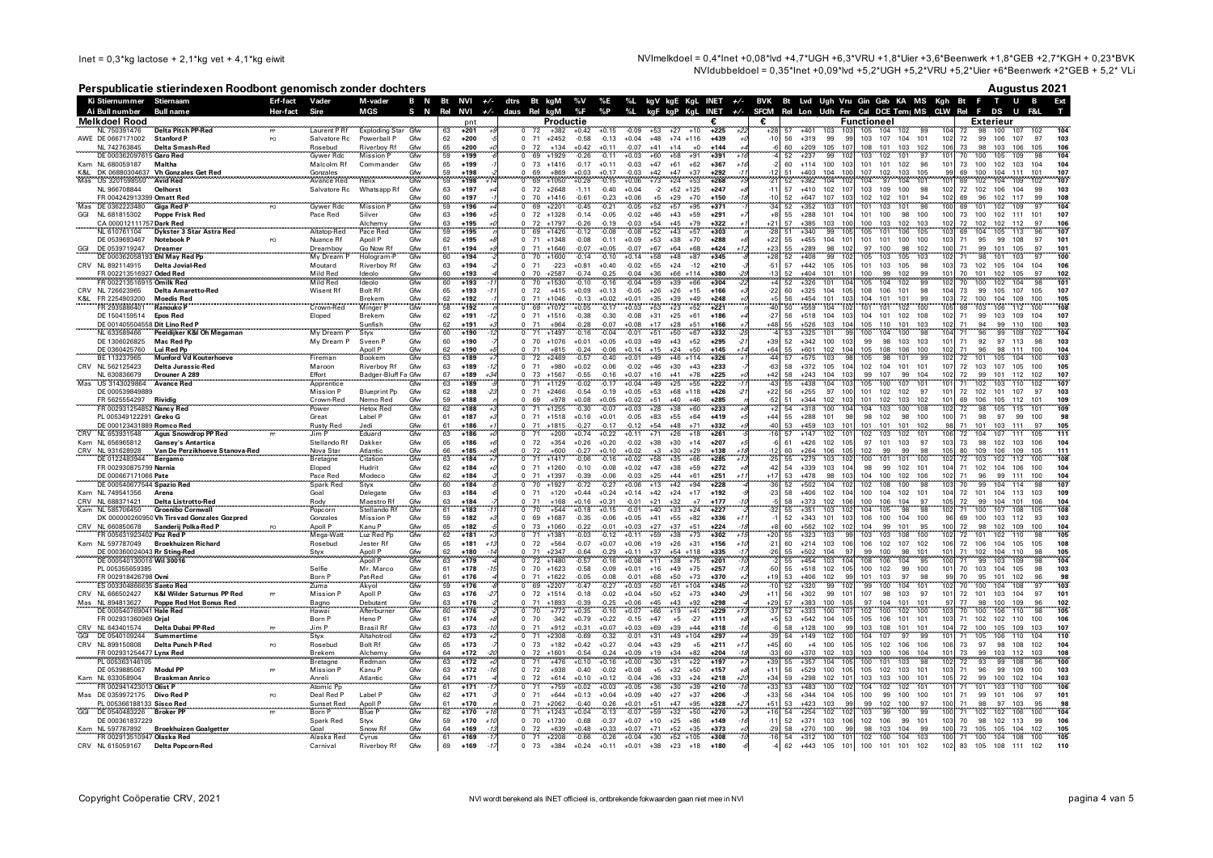Inet = 0,3*kg lactose + 2,1*kg vet + 4,1*kg eiwit

NVImelkdoel = 0,4*Inet +0,08*lvd +4,7*UGH +6,3*VRU +1,8*Uier +3,6*Beenwerk +1,8*GEB +2,7*KGH + 0,23*BVK
NVIdubbeldoel = 0,35*Inet +0,09*lvd +5,2*UGH +5,2*VRU +5,2*Uier +6*Beenwerk +2*GEB + 5,2* VLi

## Perspublicatie stierindexen Roodbont genomisch zonder dochters

**Augustus 2021**

| Ki / Ai | Stiernummer / Bull number | Stiernaam / Bull name | Erf-fact / Her-fact | Vader / Sire | M-vader / MGS | B N / S N | Bt / Rel | NVI | +/- | dtrs / daus | Bt / Rel | kgM | %V / %F | %E / %P | %L | kgV / kgF | kgE / kgP | KgL | INET | +/- | BVK / SFCM | Bt / Rel | Lvd / Lon | Ugh / Udh | Vru / Fer | Gin / Cal | Geb / DCE | KA / Temp | MS | Kgh / CLW | Bt / Rel | F | T / DS | U | B / F&L | Ext / T |
|---|---|---|---|---|---|---|---|---|---|---|---|---|---|---|---|---|---|---|---|---|---|---|---|---|---|---|---|---|---|---|---|---|---|---|---|---|
| **Melkkoei Rood** | | | | | | | | pnt | | **Productie** | | | | | | | | | € | | € | **Functioneel** | | | | | | | | | **Exterieur** | | | | | |
| | NL 750391476 | Delta Pitch PP-Red | PP | Laurent P Rf | Exploding Star | Gfw | 63 | +201 | +9 | 0 | 72 | +382 | +0.42 | +0.15 | -0.09 | +53 | +27 | +10 | +225 | +22 | +28 | 57 | +401 | 103 | 103 | 105 | 104 | 102 | 99 | 104 | 72 | 98 | 100 | 107 | 102 | 104 |
| AWE | DE 0667171002 | Stanford P | PO | Salvatore Rc | Powerball P | Gfw | 62 | +200 | -5 | 0 | 71 | +2452 | -0.58 | -0.13 | +0.04 | +48 | +74 | +116 | +439 | +0 | -10 | 56 | +319 | 99 | 99 | 103 | 107 | 104 | 101 | 102 | 72 | 99 | 106 | 107 | 97 | 103 |
| | NL 742763845 | Delta Smash-Red | | Rosebud | Riverboy Rf | Gfw | 65 | +200 | +0 | 0 | 72 | +134 | +0.42 | +0.11 | -0.07 | +41 | +14 | +0 | +144 | +4 | +60 | 60 | +209 | 105 | 107 | 108 | 101 | 103 | 102 | 106 | 73 | 98 | 103 | 106 | 105 | 106 |
| | DE 000362097615 | Garo Red | | Gywer Rdc | Mission P | Gfw | 59 | +199 | -6 | 0 | 69 | +1829 | -0.26 | -0.11 | +0.03 | +60 | +58 | +91 | +391 | +16 | -4 | 52 | +237 | 99 | 102 | 103 | 102 | 101 | 97 | 101 | 70 | 100 | 105 | 109 | 98 | 104 |
| Kam | NL 680059187 | Maltha | | Malcolm Rf | Commander | Gfw | 65 | +199 | -7 | 0 | 73 | +1416 | -0.17 | +0.11 | -0.03 | +47 | +61 | +62 | +367 | +16 | -2 | 60 | +114 | 100 | 103 | 101 | 101 | 102 | 96 | 101 | 73 | 100 | 102 | 103 | 104 | 103 |
| K&L | DK 06880304637 | Vh Gonzales Get Red | | Gonzales | | Gfw | 59 | +198 | -2 | 0 | 69 | +869 | +0.03 | +0.17 | -0.03 | +42 | +47 | +37 | +292 | -11 | -12 | 51 | +403 | 104 | 103 | 107 | 102 | 103 | 105 | 99 | 69 | 100 | 104 | 111 | 101 | 107 |
| Mas | US 3201598550 | Avid Red | | Avance Red | Helix | Gfw | 59 | +198 | +10 | 0 | 69 | +1050 | +0.26 | -0.17 | +0.06 | +71 | +26 | +43 | +348 | +28 | -37 | 52 | +382 | 102 | 102 | 104 | 97 | 104 | 101 | 101 | 69 | 102 | 104 | 108 | 105 | 107 |
| | NL 966708844 | Oelhorst | | Salvatore Rc | Whatsapp Rf | Gfw | 63 | +197 | +4 | 0 | 72 | +2648 | -1.11 | -0.40 | +0.04 | -2 | +52 | +125 | +247 | +8 | -11 | 57 | +410 | 102 | 107 | 103 | 109 | 100 | 98 | 102 | 72 | 102 | 106 | 104 | 99 | 103 |
| | FR 004242913399 | Omatt Red | | | | Gfw | 60 | +197 | -1 | 0 | 70 | +1416 | -0.61 | -0.23 | +0.06 | +5 | +29 | +70 | +150 | -18 | -10 | 52 | +647 | 107 | 103 | 102 | 102 | 101 | 94 | 102 | 69 | 96 | 102 | 117 | 99 | 108 |
| Mas | DE 0362223480 | Giga Red P | PO | Gywer Rdc | Mission P | Gfw | 59 | +196 | +4 | 0 | 69 | +2201 | -0.45 | -0.21 | -0.05 | +52 | +57 | +95 | +371 | -7 | -34 | 52 | +352 | 103 | 101 | 101 | 103 | 101 | 96 | 100 | 69 | 101 | 102 | 109 | 97 | 104 |
| GGI | NL 681815302 | Poppe Frisk Red | | Pace Red | Silver | Gfw | 63 | +196 | +5 | 0 | 72 | +1328 | -0.14 | -0.05 | -0.02 | +46 | +43 | +59 | +291 | +7 | +8 | 55 | +288 | 101 | 104 | 101 | 100 | 98 | 100 | 100 | 73 | 100 | 102 | 111 | 101 | 107 |
| | CA 000012111757 | Dark Red | | | Alchemy | Gfw | 63 | +195 | +0 | 0 | 72 | +1797 | -0.26 | -0.19 | -0.03 | +54 | +45 | +79 | +322 | +1 | +21 | 57 | +385 | 103 | 100 | 100 | 103 | 102 | 103 | 102 | 72 | 102 | 102 | 112 | 97 | 106 |
| | NL 610761104 | Dykster 3 Star Astra Red | | Altatop-Red | Pace Red | Gfw | 59 | +195 | | 0 | 69 | +1426 | -0.12 | -0.08 | -0.08 | +52 | +43 | +57 | +303 | | -28 | 51 | +340 | 99 | 105 | 105 | 101 | 106 | 105 | 103 | 69 | 104 | 105 | 113 | 96 | 107 |
| | DE 0539693467 | Notebook P | PO | Nuance Rf | Apoll P | Gfw | 62 | +195 | +8 | 0 | 71 | +1348 | -0.08 | -0.11 | +0.09 | +53 | +38 | +70 | +288 | +6 | +22 | 55 | +455 | 104 | 101 | 101 | 101 | 100 | 100 | 103 | 71 | 95 | 99 | 108 | 97 | 101 |
| GGI | DE 0539719247 | Dreamer | | Dreamboy | Go Now Rf | Gfw | 61 | +194 | +9 | 0 | 71 | +1646 | -0.07 | +0.05 | -0.07 | +67 | +64 | +68 | +424 | +12 | +23 | 55 | +289 | 98 | 102 | 97 | 100 | 98 | 102 | 100 | 71 | 99 | 101 | 105 | 97 | 101 |
| | DE 000362058193 | Ehl May Red Pp | | My Dream P | Hologram-P | Gfw | 60 | +194 | -2 | 0 | 70 | +1600 | -0.14 | -0.10 | +0.14 | +58 | +48 | +87 | +345 | -2 | +28 | 52 | +408 | 99 | 102 | 105 | 103 | 105 | 103 | 102 | 71 | 98 | 101 | 103 | 97 | 100 |
| CRV | NL 892114915 | Delta Jovial-Red | | Moutard | Riverboy Rf | Gfw | 63 | +194 | -2 | 0 | 71 | -223 | +0.81 | +0.40 | -0.02 | +55 | +24 | -12 | +210 | -3 | -51 | 57 | +442 | 105 | 105 | 101 | 103 | 105 | 98 | 103 | 73 | 102 | 105 | 104 | 104 | 106 |
| | FR 002213516927 | Oded Red | | Mild Red | Ideolo | Gfw | 60 | +193 | +3 | 0 | 70 | +2587 | -0.74 | -0.25 | -0.04 | +36 | +66 | +114 | +380 | -29 | -13 | 52 | +404 | 101 | 101 | 100 | 99 | 102 | 99 | 101 | 70 | 101 | 102 | 105 | 97 | 102 |
| | FR 002213516915 | Omilk Red | | Mild Red | Ideolo | Gfw | 60 | +193 | -11 | 0 | 70 | +1530 | -0.10 | -0.16 | -0.04 | +59 | +39 | +66 | +304 | -22 | +4 | 52 | +326 | 101 | 104 | 105 | 104 | 102 | 99 | 102 | 70 | 100 | 102 | 104 | 98 | 101 |
| CRV | NL 726623965 | Delta Amaretto-Red | | Wisent Rf | Bolt Rf | Gfw | 65 | +193 | -11 | 0 | 72 | +415 | +0.09 | +0.13 | -0.05 | +26 | +26 | +15 | +166 | +3 | -22 | 60 | +325 | 104 | 105 | 108 | 106 | 101 | 98 | 104 | 73 | 99 | 105 | 107 | 105 | 107 |
| K&L | FR 2254903200 | Moedis Red | | Brekem | Brekem | Gfw | 62 | +192 | -1 | 0 | 71 | +1046 | -0.13 | +0.02 | +0.01 | +35 | +39 | +49 | +248 | +0 | +5 | 56 | +454 | 101 | 103 | 104 | 101 | 101 | 99 | 103 | 72 | 100 | 104 | 109 | 100 | 105 |
| | FR 2935886401 | Ranouko P | | Crown-Red | Minger P | Gfw | 58 | +192 | | 0 | 69 | +1072 | +0.05 | -0.17 | +0.03 | +53 | +23 | +52 | +221 | | -40 | 50 | +559 | 104 | 102 | 101 | 101 | 102 | 100 | 105 | 69 | 103 | 106 | 112 | 100 | 108 |
| | DE 1504159514 | Epos Red | | Eloped | Brekem | Gfw | 62 | +191 | -12 | 0 | 71 | +1516 | -0.39 | -0.30 | -0.08 | +31 | +25 | +61 | +186 | +4 | -27 | 56 | +518 | 104 | 103 | 104 | 101 | 102 | 108 | 102 | 71 | 99 | 103 | 109 | 104 | 107 |
| | DE 001405504558 | Dit Lino Red P | | | Sunfish | Gfw | 62 | +191 | +3 | 0 | 71 | +964 | -0.28 | -0.07 | +0.08 | +17 | +28 | +51 | +166 | +7 | +48 | 55 | +526 | 103 | 104 | 105 | 110 | 101 | 103 | 102 | 71 | 94 | 99 | 110 | 100 | 103 |
| | NL 633589466 | Peeldijker K&I Oh Megaman | | My Dream P | Styx | Gfw | 60 | +190 | -12 | 0 | 71 | +1497 | -0.16 | -0.04 | -0.01 | +51 | +50 | +67 | +332 | -25 | -4 | 53 | +325 | 101 | 99 | 100 | 104 | 100 | 98 | 104 | 71 | 98 | 99 | 109 | 102 | 104 |
| | DE 1306026825 | Mac Red Pp | | My Dream P | Sveen P | Gfw | 60 | +190 | | 0 | 70 | +1076 | +0.01 | +0.05 | +0.03 | +49 | +43 | +52 | +295 | -21 | +39 | 52 | +342 | 100 | 103 | 99 | 98 | 103 | 103 | 101 | 71 | 92 | 97 | 113 | 98 | 103 |
| | DE 0360425760 | Lui Red Pp | | | Apoll P | Gfw | 62 | +190 | +5 | 0 | 71 | +815 | -0.24 | -0.06 | +0.14 | +15 | +24 | +50 | +145 | +14 | +64 | 55 | +601 | 102 | 104 | 105 | 108 | 106 | 100 | 104 | 71 | 96 | 98 | 111 | 100 | 104 |
| | BE 113237965 | Munford Vd Kouterhoeve | | Fireman | Bookem | Gfw | 63 | +189 | +7 | 0 | 72 | +2469 | -0.57 | -0.40 | +0.01 | +49 | +46 | +114 | +326 | +1 | -44 | 57 | +575 | 103 | 98 | 105 | 98 | 101 | 99 | 102 | 72 | 101 | 105 | 104 | 100 | 103 |
| CRV | NL 562125423 | Delta Jurassic-Red | | Maroon | Riverboy Rf | Gfw | 63 | +189 | -12 | 0 | 71 | +980 | +0.02 | -0.06 | -0.02 | +46 | +30 | +43 | +233 | -7 | -63 | 58 | +372 | 105 | 104 | 102 | 104 | 101 | 101 | 107 | 72 | 103 | 107 | 105 | 100 | 105 |
| | NL 630836679 | Drouner A 289 | | Effort | Badger-Bluff Fa | Gfw | 67 | +189 | +34 | 0 | 73 | +1567 | -0.55 | -0.16 | +0.07 | +16 | +41 | +78 | +225 | +0 | +42 | 58 | +243 | 104 | 103 | 99 | 107 | 99 | 104 | 102 | 72 | 99 | 101 | 112 | 102 | 107 |
| Mas | US 3143029864 | Avance Red | | Apprentice | | Gfw | 63 | +189 | -3 | 0 | 71 | +1129 | -0.02 | -0.17 | +0.04 | +49 | +25 | +55 | +222 | -17 | -43 | 55 | +438 | 101 | 103 | 105 | 100 | 107 | 101 | 101 | 71 | 102 | 103 | 110 | 102 | 107 |
| | DE 000539849889 | | | Mission P | Blueprint Pp | Gfw | 62 | +188 | -23 | 0 | 71 | +2466 | -0.54 | -0.19 | +0.05 | +53 | +68 | +118 | +426 | -21 | +22 | 56 | +255 | 97 | 100 | 101 | 102 | 102 | 97 | 102 | 72 | 102 | 101 | 107 | 97 | 103 |
| | FR 5625554297 | Rividig | | Crown-Red | Nemo Red | Gfw | 59 | +188 | | 0 | 69 | +978 | +0.08 | +0.05 | +0.02 | +51 | +40 | +46 | +285 | | -52 | 51 | +344 | 102 | 103 | 101 | 102 | 103 | 102 | 101 | 69 | 106 | 105 | 112 | 101 | 109 |
| | FR 002931254852 | Nancy Red | | Power | Hetox Red | Gfw | 62 | +188 | +3 | 0 | 71 | +1255 | -0.30 | -0.07 | +0.03 | +28 | +38 | +60 | +233 | +8 | +2 | 54 | +318 | 100 | 104 | 104 | 103 | 100 | 108 | 102 | 72 | 98 | 105 | 115 | 101 | 109 |
| | PL 005349122291 | Greko G | | Great | Label P | Gfw | 61 | +187 | +3 | 0 | 71 | +1518 | +0.16 | +0.01 | -0.05 | +83 | +55 | +64 | +419 | +5 | +44 | 55 | +288 | 101 | 98 | 98 | 102 | 98 | 100 | 100 | 71 | 98 | 97 | 99 | 100 | 98 |
| | DE 000124431889 | Romco Red | | Rusty Red | Jedi | Gfw | 61 | +186 | +7 | 0 | 71 | +1815 | -0.27 | -0.17 | -0.12 | +54 | +48 | +71 | +332 | +8 | -40 | 53 | +459 | 103 | 101 | 101 | 101 | 101 | 102 | 98 | 71 | 101 | 103 | 111 | 97 | 105 |
| CRV | NL 653931548 | Agus Snowdrop PP Red | PP | Jim P | Eduard | Gfw | 63 | +186 | +0 | 0 | 71 | +200 | +0.74 | +0.22 | +0.11 | +71 | +26 | +18 | +261 | +8 | -16 | 57 | +147 | 102 | 101 | 102 | 103 | 102 | 101 | 106 | 72 | 104 | 107 | 111 | 105 | 111 |
| Kam | NL 656965812 | Gansey's Antartica | | Stellando Rf | Dakker | Gfw | 65 | +186 | +6 | 0 | 72 | +354 | +0.26 | +0.20 | -0.02 | +38 | +30 | +14 | +207 | +5 | -6 | 61 | +426 | 102 | 105 | 97 | 101 | 103 | 97 | 103 | 73 | 98 | 102 | 103 | 106 | 104 |
| CRV | NL 931628928 | Van De Perzikhoeve Stanova-Red | | Nova Star | Atlantic | Gfw | 66 | +185 | +8 | 0 | 72 | +600 | -0.27 | +0.10 | +0.02 | +3 | +30 | +29 | +138 | +18 | -12 | 60 | +264 | 106 | 105 | 102 | 99 | 99 | 98 | 105 | 80 | 109 | 106 | 109 | 105 | 111 |
| | DE 0122483944 | Bergamo | | Bretagne | Citation | Gfw | 63 | +184 | +7 | 0 | 71 | +1417 | -0.06 | -0.16 | +0.02 | +58 | +35 | +66 | +285 | +13 | -25 | 55 | +279 | 103 | 102 | 100 | 101 | 101 | 100 | 102 | 72 | 103 | 102 | 112 | 100 | 108 |
| | FR 002930875799 | Narnia | | Eloped | Hudrit | Gfw | 62 | +184 | +0 | 0 | 71 | +1260 | -0.10 | -0.08 | +0.02 | +47 | +38 | +59 | +272 | +8 | -42 | 54 | +339 | 103 | 104 | 98 | 99 | 102 | 101 | 104 | 71 | 102 | 104 | 106 | 100 | 104 |
| | DE 000667171068 | Pate | | Pace Red | Modeco | Gfw | 62 | +184 | -2 | 0 | 71 | +1397 | -0.39 | -0.06 | -0.03 | +25 | +44 | +61 | +251 | +11 | +17 | 53 | +478 | 98 | 103 | 104 | 100 | 102 | 106 | 102 | 71 | 96 | 99 | 111 | 100 | 104 |
| | DE 000540677544 | Spazio Red | | Spark Red | Styx | Gfw | 60 | +184 | -2 | 0 | 70 | +1927 | -0.72 | -0.27 | +0.06 | +13 | +42 | +94 | +228 | -8 | -36 | 52 | +502 | 104 | 102 | 102 | 108 | 100 | 98 | 103 | 70 | 99 | 104 | 114 | 98 | 107 |
| Kam | NL 749541356 | Arena | | Goal | Delegate | Gfw | 63 | +184 | +3 | 0 | 71 | +120 | +0.44 | +0.24 | +0.14 | +42 | +24 | +17 | +192 | -3 | -23 | 58 | +406 | 102 | 104 | 100 | 104 | 102 | 101 | 104 | 72 | 101 | 104 | 113 | 103 | 109 |
| CRV | NL 688371421 | Delta Listrotto-Red | | Rody | Maestro Rf | Gfw | 63 | +184 | -3 | 0 | 71 | +168 | +0.16 | +0.31 | -0.01 | +21 | +32 | +7 | +177 | -10 | -5 | 58 | +373 | 106 | 101 | 100 | 106 | 104 | 97 | 105 | 72 | 99 | 104 | 101 | 106 | 104 |
| Kam | NL 585706450 | Groenibo Cornwall | | Popcorn | Stellando Rf | Gfw | 61 | +183 | +7 | 0 | 70 | +544 | +0.18 | +0.15 | -0.01 | +40 | +33 | +24 | +227 | +0 | -32 | 55 | +351 | 103 | 102 | 104 | 105 | 98 | 98 | 102 | 71 | 100 | 107 | 108 | 105 | 108 |
| | DK 000060260950 | Vh Tirsvad Gonzales Gozpred | | Gonzales | Mission P | Gfw | 59 | +182 | +3 | 0 | 69 | +1687 | -0.35 | -0.06 | +0.05 | +41 | +55 | +82 | +336 | +11 | +1 | 52 | +343 | 101 | 103 | 106 | 100 | 104 | 100 | 96 | 69 | 100 | 103 | 112 | 93 | 103 |
| CRV | NL 660850678 | Sanderij Polka-Red P | PO | Apoll P | Kanu P | Gfw | 65 | +182 | -1 | 0 | 73 | +1060 | -0.22 | -0.01 | +0.03 | +27 | +37 | +51 | +224 | +8 | +8 | 60 | +562 | 102 | 102 | 104 | 99 | 101 | 95 | 100 | 72 | 98 | 102 | 109 | 100 | 104 |
| | FR 005631923402 | Poz Red P | | Mega-Watt | Luz Red Pp | Gfw | 62 | +181 | +3 | 0 | 71 | +1381 | -0.03 | -0.12 | +0.11 | +59 | +38 | +73 | +302 | +15 | +20 | 55 | +323 | 103 | 99 | 103 | 103 | 108 | 100 | 102 | 72 | 101 | 102 | 110 | 98 | 105 |
| Kam | NL 597787049 | Broekhuizen Richard | | Rosebud | Jester Rf | Gfw | 65 | +181 | +13 | 0 | 72 | +564 | -0.07 | +0.07 | +0.06 | +19 | +26 | +31 | +156 | +10 | -21 | 60 | +214 | 103 | 106 | 106 | 102 | 107 | 102 | 106 | 72 | 106 | 104 | 105 | 105 | 108 |
| | DE 000360024043 | Rr Sting-Red | | Styx | Apoll P | Gfw | 62 | +180 | -14 | 0 | 71 | +2347 | -0.64 | -0.29 | +0.11 | +37 | +54 | +118 | +335 | -17 | -26 | 55 | +502 | 104 | 102 | 97 | 99 | 100 | 98 | 101 | 71 | 102 | 104 | 110 | 98 | 105 |
| | DE 000540130016 | Wil 30016 | | | Apoll P | Gfw | 63 | +179 | -4 | 0 | 72 | +1480 | -0.57 | -0.16 | +0.08 | +11 | +38 | +75 | +201 | -10 | -5 | 55 | +454 | 103 | 104 | 108 | 106 | 104 | 95 | 100 | 71 | 99 | 103 | 109 | 98 | 104 |
| | PL 005355659385 | | | Selfie | Mr. Marco | Gfw | 61 | +178 | -15 | 0 | 70 | +1623 | -0.58 | -0.09 | +0.01 | +16 | +49 | +75 | +257 | -13 | -50 | 55 | +518 | 100 | 102 | 99 | 100 | 102 | 100 | 101 | 70 | 103 | 104 | 105 | 98 | 103 |
| | FR 002918426798 | Ovni | | Born P | Pat-Red | Gfw | 61 | +176 | +8 | 0 | 71 | +1622 | -0.05 | -0.08 | -0.01 | +68 | +50 | +73 | +370 | +2 | +19 | 53 | +406 | 102 | 99 | 101 | 103 | 97 | 98 | 99 | 70 | 95 | 101 | 102 | 96 | 98 |
| | ES 003304866635 | Santo Red | | Zuma | Akyol | Gfw | 59 | +176 | -8 | 0 | 69 | +2207 | -0.47 | -0.27 | +0.03 | +50 | +61 | +104 | +345 | +0 | -10 | 52 | +320 | 99 | 102 | 99 | 100 | 104 | 101 | 102 | 70 | 100 | 104 | 108 | 97 | 103 |
| CRV | NL 666502427 | K&I Wilder Saturnus PP Red | PP | Mission P | Apoll P | Gfw | 63 | +176 | -27 | 0 | 72 | +1514 | -0.18 | -0.02 | +0.04 | +50 | +52 | +73 | +340 | -29 | +11 | 56 | +302 | 99 | 101 | 107 | 98 | 103 | 97 | 101 | 72 | 101 | 103 | 104 | 97 | 101 |
| Mas | NL 894813627 | Poppe Red Hot Bonus Red | | Bagno | Debutant | Gfw | 63 | +176 | -2 | 0 | 71 | +1893 | -0.39 | -0.25 | +0.06 | +45 | +43 | +92 | +298 | -6 | +29 | 57 | +383 | 100 | 105 | 97 | 104 | 101 | 101 | 97 | 77 | 98 | 100 | 109 | 96 | 102 |
| | DE 000540769041 | Hale Red | | Hawai | Afterburner | Gfw | 60 | +176 | +6 | 0 | 70 | +772 | +0.35 | -0.10 | +0.07 | +66 | +19 | +41 | +229 | +13 | -37 | 52 | +333 | 100 | 107 | 102 | 100 | 102 | 99 | 103 | 70 | 100 | 106 | 110 | 98 | 105 |
| | FR 002931360969 | Orjal | | Born P | Heno P | Gfw | 61 | +174 | +8 | 0 | 70 | -342 | +0.79 | +0.22 | -0.15 | +47 | +5 | -27 | +111 | +8 | +5 | 53 | +542 | 104 | 105 | 105 | 106 | 101 | 101 | 103 | 71 | 102 | 102 | 110 | 100 | 106 |
| CRV | NL 643401574 | Delta Dubai PP-Red | PP | Jim P | Brasil Rf | Gfw | 63 | +173 | -10 | 0 | 71 | +912 | +0.31 | +0.07 | +0.03 | +69 | +39 | +44 | +318 | -16 | +0 | 58 | +128 | 100 | 99 | 103 | 108 | 101 | 101 | 104 | 72 | 100 | 105 | 109 | 103 | 107 |
| GGI | DE 0540109244 | Summertime | | Styx | Altahotrod | Gfw | 62 | +172 | -2 | 0 | 71 | +2308 | -0.69 | -0.32 | -0.01 | +31 | +49 | +104 | +297 | +4 | -39 | 54 | +149 | 102 | 100 | 104 | 107 | 97 | 99 | 101 | 71 | 105 | 106 | 110 | 104 | 110 |
| CRV | NL 899150808 | Delta Punch P-Red | PO | Rosebud | Bolt Rf | Gfw | 65 | +173 | -7 | 0 | 73 | +182 | +0.42 | +0.27 | -0.04 | +43 | +29 | +5 | +171 | +7 | +45 | 60 | +4 | 100 | 105 | 105 | 102 | 106 | 106 | 106 | 73 | 97 | 98 | 108 | 102 | 104 |
| | FR 002931254477 | Lynx Red | | Brekem | Alchemy | Gfw | 64 | +172 | -20 | 0 | 72 | +1601 | -0.54 | -0.24 | +0.09 | +19 | +34 | +82 | +204 | -18 | -33 | 60 | +370 | 102 | 103 | 103 | 100 | 106 | 104 | 101 | 73 | 99 | 103 | 112 | 102 | 108 |
| | PL 005363146105 | | | Bretagne | Redman | Gfw | 63 | +172 | +0 | 0 | 71 | +476 | +0.10 | +0.16 | +0.00 | +30 | +31 | +22 | +197 | +7 | +39 | 55 | +357 | 104 | 105 | 100 | 101 | 103 | 98 | 102 | 72 | 93 | 97 | 108 | 96 | 100 |
| | DE 0539885367 | Modul PP | PP | Mission P | Kanu P | Gfw | 63 | +172 | -16 | 0 | 72 | +938 | -0.40 | -0.02 | +0.08 | +5 | +32 | +50 | +157 | +8 | +11 | 56 | +529 | 100 | 105 | 105 | 102 | 103 | 101 | 103 | 71 | 96 | 99 | 109 | 100 | 103 |
| Kam | NL 633058904 | Braakman Anrico | | Anreli | Atlantic | Gfw | 64 | +171 | -4 | 0 | 72 | +614 | +0.10 | +0.12 | -0.04 | +36 | +33 | +24 | +218 | +20 | +34 | 59 | +298 | 102 | 101 | 103 | 103 | 100 | 101 | 105 | 72 | 99 | 100 | 102 | 104 | 103 |
| | FR 002941423013 | Olist P | | Atomic Pp | | Gfw | 61 | +171 | -7 | 0 | 71 | +659 | +0.02 | +0.03 | +0.05 | +36 | +30 | +39 | +216 | +4 | +33 | 53 | +483 | 100 | 102 | 102 | 102 | 101 | 101 | 102 | 71 | 101 | 103 | 111 | 97 | 106 |
| Mas | DE 0359972175 | Divo Red P | PO | Deal Red P | Label P | Gfw | 62 | +171 | -3 | 0 | 71 | +644 | +0.13 | +0.04 | +0.09 | +40 | +27 | +37 | +206 | -3 | +33 | 56 | +344 | 104 | 105 | 100 | 99 | 100 | 100 | 100 | 71 | 99 | 101 | 106 | 97 | 101 |
| | PL 005366188133 | Sisco Red | | Sunset Red | Apoll P | Gfw | 60 | +171 | +0 | 0 | 71 | +2062 | -0.40 | -0.26 | +0.01 | +51 | +47 | +95 | +328 | +27 | +51 | 53 | +423 | 99 | 99 | 102 | 100 | 97 | 97 | 102 | 70 | 95 | 97 | 103 | 95 | 98 |
| GGI | DE 0540483226 | Broker PP | PP | Born P | Blue P | Gfw | 62 | +170 | +16 | 0 | 71 | +1243 | -0.04 | -0.13 | -0.07 | +50 | +32 | +50 | +270 | +3 | +16 | 54 | +254 | 102 | 102 | 103 | 99 | 100 | 99 | 100 | 71 | 102 | 102 | 106 | 100 | 104 |
| | DE 000361837229 | | | Spark Red | Styx | Gfw | 59 | +170 | +10 | 0 | 70 | +1730 | -0.68 | -0.37 | +0.07 | +10 | +25 | +86 | +149 | -16 | -11 | 52 | +371 | 103 | 106 | 102 | 106 | 99 | 101 | 103 | 70 | 98 | 102 | 113 | 99 | 106 |
| Kam | NL 597787892 | Broekhuizen Goalgetter | | Goal | Snow Rf | Gfw | 64 | +169 | -13 | 0 | 72 | +639 | +0.48 | +0.33 | +0.07 | +71 | +52 | +35 | +373 | +0 | -29 | 58 | +270 | 100 | 99 | 98 | 103 | 104 | 99 | 103 | 72 | 101 | 103 | 105 | 106 | 105 |
| | FR 002931501047 | Olaska Red | | Alaska Red | Cyrus | Gfw | 61 | +169 | -17 | 0 | 71 | +2208 | -0.66 | -0.26 | +0.04 | +30 | +52 | +105 | +308 | -10 | -16 | 54 | +312 | 100 | 101 | 102 | 100 | 104 | 103 | 100 | 71 | 100 | 104 | 108 | 100 | 105 |
| CRV | NL 615059167 | Delta Popcorn-Red | | Carnival | Riverboy Rf | Gfw | 69 | +169 | -17 | 0 | 73 | +384 | +0.24 | +0.11 | +0.01 | +38 | +23 | +18 | +180 | -8 | -4 | 62 | +443 | 105 | 101 | 100 | 101 | 101 | 102 | 102 | 83 | 105 | 108 | 111 | 102 | 110 |

NVI wordt berekend als INET direct beschikbaar komt en kan daarom afwijken van de vorige run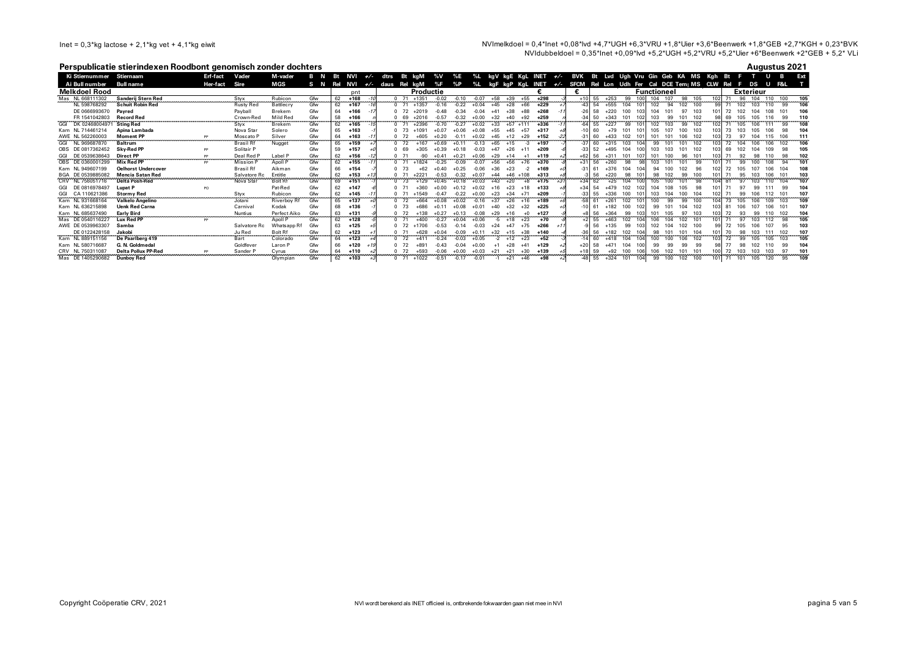Inet = 0,3*kg lactose + 2,1*kg vet + 4,1*kg eiwit

NVImelkdoel = 0,4*Inet +0,08*lvd +4,7*UGH +6,3*VRU +1,8*Uier +3,6*Beenwerk +1,8*GEB +2,7*KGH + 0,23*BVK
NVIdubbeldoel = 0,35*Inet +0,09*lvd +5,2*UGH +5,2*VRU +5,2*Uier +6*Beenwerk +2*GEB + 5,2* VLi

## Perspublicatie stierindexen Roodbont genomisch zonder dochters

**Augustus 2021**

| Ki Stiernummer | Stiernaam | Erf-fact | Vader | M-vader | B N | Bt | NVI | +/- | dtrs | Bt | kgM | %V | %E | %L | kgV | kgE | KgL | INET | +/- | BVK | Bt | Lvd | Ugh | Vru | Gin | Geb | KA | MS | Kgh | Bt | F | T | U | B | Ext |
|---|---|---|---|---|---|---|---|---|---|---|---|---|---|---|---|---|---|---|---|---|---|---|---|---|---|---|---|---|---|---|---|---|---|---|---|
| Ai Bull number | Bull name | Her-fact | Sire | MGS | S N | Rel | NVI | +/- | daus | Rel | kgM | %F | %P | %L | kgF | kgP | KgL | INET | +/- | SFCM | Rel | Lon | Udh | Fer | Cal | DCE | Temp | MS | CLW | Rel | F | DS | U | F&L | T |
| **Melkdoel Rood** | | | | | | | pnt | | | | **Productie** | | | | | | | € | | € | | | | | **Functioneel** | | | | | | **Exterieur** | | | | |
| Mas NL 668111302 | Sanderij Stern Red | | Styx | Rubicon | Gfw | 62 | +168 | -10 | 0 | 71 | +1351 | -0.02 | -0.10 | -0.07 | +58 | +39 | +55 | +298 | -3 | +10 | 55 | +253 | 99 | 100 | 104 | 107 | 98 | 105 | 102 | 71 | 96 | 104 | 110 | 100 | 105 |
| NL 598768292 | Schuit Robin Red | | Rusty Red | Battlecry | Gfw | 62 | +167 | -16 | 0 | 71 | +1357 | -0.16 | -0.22 | +0.04 | +45 | +28 | +66 | +229 | +7 | -43 | 54 | +555 | 104 | 101 | 102 | 94 | 102 | 100 | 99 | 71 | 102 | 103 | 110 | 99 | 106 |
| DE 0666993670 | Payred | | Payball | Brekem | Gfw | 64 | +166 | -17 | 0 | 72 | +2019 | -0.48 | -0.34 | -0.04 | +41 | +38 | +88 | +268 | -11 | -26 | 58 | +220 | 100 | 103 | 104 | 101 | 97 | 103 | 101 | 72 | 102 | 104 | 108 | 101 | 106 |
| FR 1541042803 | Record Red | | Crown-Red | Mild Red | Gfw | 58 | +166 | n | 0 | 69 | +2016 | -0.57 | -0.32 | +0.00 | +32 | +40 | +92 | +259 | n | -34 | 50 | +343 | 101 | 102 | 103 | 99 | 101 | 102 | 98 | 69 | 105 | 105 | 116 | 99 | 110 |
| GGI DK 024680049711 | Sting Red | | Styx | Brekem | Gfw | 62 | +165 | -15 | 0 | 71 | +2396 | -0.70 | -0.27 | +0.02 | +33 | +57 | +111 | +336 | -11 | -64 | 55 | +227 | 99 | 101 | 102 | 103 | 99 | 102 | 102 | 71 | 105 | 106 | 111 | 99 | 108 |
| Kam NL 714461214 | Apina Lambada | | Nova Star | Solero | Gfw | 65 | +163 | -7 | 0 | 73 | +1091 | +0.07 | +0.06 | +0.08 | +55 | +45 | +57 | +317 | +8 | -10 | 60 | +79 | 101 | 101 | 105 | 107 | 100 | 103 | 103 | 73 | 103 | 105 | 106 | 98 | 104 |
| AWE NL 562260003 | Moment PP | PP | Moscato P | Silver | Gfw | 64 | +163 | -11 | 0 | 72 | +605 | +0.20 | -0.11 | +0.02 | +45 | +12 | +29 | +152 | -22 | -31 | 60 | +433 | 102 | 101 | 101 | 101 | 106 | 102 | 103 | 73 | 97 | 104 | 115 | 106 | 111 |
| GGI NL 969687870 | Baltrum | | Brasil Rf | Nugget | Gfw | 65 | +159 | +7 | 0 | 72 | +167 | +0.69 | +0.11 | -0.13 | +65 | +15 | -3 | +197 | -7 | -37 | 60 | +315 | 103 | 104 | 99 | 101 | 101 | 102 | 103 | 72 | 104 | 106 | 106 | 102 | 106 |
| OBS DE 0817362452 | Sky-Red PP | PP | Solitair P | | Gfw | 59 | +157 | +0 | 0 | 69 | +305 | +0.39 | +0.18 | -0.03 | +47 | +26 | +11 | +209 | -6 | -33 | 52 | +495 | 104 | 100 | 103 | 103 | 101 | 102 | 103 | 69 | 102 | 104 | 109 | 98 | 105 |
| GGI DE 0539638643 | Direct PP | PP | Deal Red P | Label P | Gfw | 62 | +156 | -12 | 0 | 71 | -90 | +0.41 | +0.21 | +0.06 | +29 | +14 | +1 | +119 | +2 | +62 | 56 | +311 | 101 | 107 | 101 | 100 | 96 | 101 | 103 | 71 | 92 | 98 | 110 | 98 | 102 |
| OBS DE 0360001299 | Mix Red PP | PP | Mission P | Apoll P | Gfw | 62 | +155 | -11 | 0 | 71 | +1824 | -0.25 | -0.09 | -0.07 | +56 | +56 | +76 | +370 | -3 | +31 | 56 | +260 | 98 | 98 | 103 | 101 | 101 | 99 | 101 | 71 | 99 | 100 | 108 | 94 | 101 |
| Kam NL 949607199 | Oelhorst Undercover | | Brasil Rf | Aikman | Gfw | 66 | +154 | -7 | 0 | 73 | +62 | +0.40 | +0.25 | -0.06 | +36 | +23 | -2 | +169 | +0 | -31 | 61 | +376 | 104 | 104 | 94 | 100 | 102 | 96 | 102 | 72 | 105 | 107 | 106 | 104 | 108 |
| BGA DE 0539885082 | Mencia Satan Red | | Salvatore Rc | Entitle | Gfw | 62 | +153 | +13 | 0 | 71 | +2221 | -0.53 | -0.32 | +0.07 | +44 | +46 | +108 | +313 | +8 | -3 | 56 | +220 | 98 | 101 | 98 | 102 | 99 | 100 | 101 | 71 | 95 | 103 | 106 | 101 | 103 |
| CRV NL 758051718 | Delta Posh-Red | | Nova Star | Bolt Rf | Gfw | 69 | +151 | -1 | 0 | 73 | +129 | +0.45 | +0.18 | +0.03 | +43 | +20 | +6 | +175 | +31 | +34 | 62 | +25 | 104 | 100 | 105 | 100 | 101 | 98 | 104 | 81 | 97 | 103 | 110 | 104 | 107 |
| GGI DE 0816978497 | Lupat P | PO | | Pat-Red | Gfw | 62 | +147 | -6 | 0 | 71 | +360 | +0.00 | +0.12 | +0.02 | +16 | +23 | +18 | +133 | +8 | +34 | 54 | +479 | 102 | 102 | 104 | 108 | 105 | 98 | 101 | 71 | 97 | 99 | 111 | 99 | 104 |
| GGI CA 110621386 | Stormy Red | | Styx | Rubicon | Gfw | 62 | +145 | -11 | 0 | 71 | +1549 | -0.47 | -0.22 | +0.00 | +23 | +34 | +71 | +209 | -1 | -33 | 55 | +336 | 100 | 101 | 103 | 104 | 100 | 104 | 102 | 71 | 99 | 106 | 112 | 101 | 107 |
| Kam NL 931668184 | Valkelo Angelino | | Jotani | Riverboy Rf | Gfw | 65 | +137 | +0 | 0 | 72 | +664 | +0.08 | +0.02 | -0.16 | +37 | +26 | +16 | +189 | +6 | -58 | 61 | +261 | 102 | 101 | 100 | 99 | 99 | 100 | 104 | 73 | 105 | 106 | 109 | 103 | 109 |
| Kam NL 636215898 | Uenk Red Carna | | Carnival | Kodak | Gfw | 68 | +136 | -7 | 0 | 73 | +686 | +0.11 | +0.08 | +0.01 | +40 | +32 | +32 | +225 | +0 | -10 | 61 | +182 | 100 | 102 | 99 | 101 | 104 | 102 | 103 | 81 | 106 | 107 | 106 | 101 | 107 |
| Kam NL 685637490 | Early Bird | | Nuntius | Perfect Aiko | Gfw | 63 | +131 | -9 | 0 | 72 | +138 | +0.27 | +0.13 | -0.08 | +29 | +16 | +0 | +127 | -9 | +8 | 56 | +364 | 99 | 103 | 101 | 105 | 97 | 103 | 103 | 72 | 93 | 99 | 110 | 102 | 104 |
| Mas DE 0540116227 | Lux Red PP | PP | | Apoll P | Gfw | 62 | +128 | -9 | 0 | 71 | +400 | -0.27 | +0.04 | +0.06 | -5 | +18 | +23 | +70 | -3 | +2 | 55 | +463 | 102 | 104 | 106 | 104 | 102 | 101 | 101 | 71 | 97 | 103 | 112 | 98 | 105 |
| AWE DE 0539963307 | Samba | | Salvatore Rc | Whatsapp Rf | Gfw | 63 | +125 | +5 | 0 | 72 | +1706 | -0.53 | -0.14 | -0.03 | +24 | +47 | +75 | +266 | +11 | -9 | 56 | +135 | 99 | 103 | 102 | 104 | 102 | 100 | 99 | 72 | 105 | 106 | 107 | 95 | 103 |
| DE 0122428158 | Jakobi | | Ju Red | Bolt Rf | Gfw | 62 | +123 | +1 | 0 | 71 | +628 | +0.04 | -0.09 | +0.11 | +32 | +15 | +38 | +140 | -4 | -36 | 56 | +182 | 102 | 104 | 98 | 101 | 101 | 104 | 101 | 70 | 98 | 103 | 111 | 102 | 107 |
| Kam NL 889151156 | De Paarlberg 419 | | Bart | Colorado | Gfw | 64 | +123 | +4 | 0 | 72 | +411 | -0.24 | -0.03 | +0.05 | -2 | +12 | +23 | +52 | -3 | -14 | 60 | +418 | 104 | 104 | 100 | 100 | 106 | 102 | 103 | 72 | 99 | 105 | 105 | 103 | 105 |
| Kam NL 580716687 | G. N. Goldmedal | | Goldfever | Laron P | Gfw | 66 | +120 | +19 | 0 | 72 | +891 | -0.43 | -0.04 | +0.00 | +1 | +28 | +41 | +129 | +2 | +20 | 58 | +471 | 104 | 100 | 99 | 99 | 99 | 99 | 98 | 77 | 98 | 102 | 110 | 99 | 104 |
| CRV NL 750311087 | Delta Pollux PP-Red | PP | Sander P | Cyrus | Gfw | 64 | +110 | +2 | 0 | 72 | +593 | -0.06 | +0.00 | +0.03 | +21 | +21 | +30 | +139 | +5 | +18 | 59 | +92 | 100 | 106 | 106 | 102 | 101 | 101 | 100 | 72 | 103 | 103 | 103 | 97 | 101 |
| Mas DE 1405290682 | Dunboy Red | | | Olympian | Gfw | 62 | +103 | +3 | 0 | 71 | +1022 | -0.51 | -0.17 | -0.01 | -1 | +21 | +46 | +98 | +2 | -48 | 55 | +324 | 101 | 104 | 99 | 100 | 102 | 100 | 101 | 71 | 101 | 105 | 120 | 95 | 109 |

Copyright Coöperatie CRV, 2021

NVI wordt berekend als INET officieel is, ontbrekende fokwaarden gaan niet mee in NVI